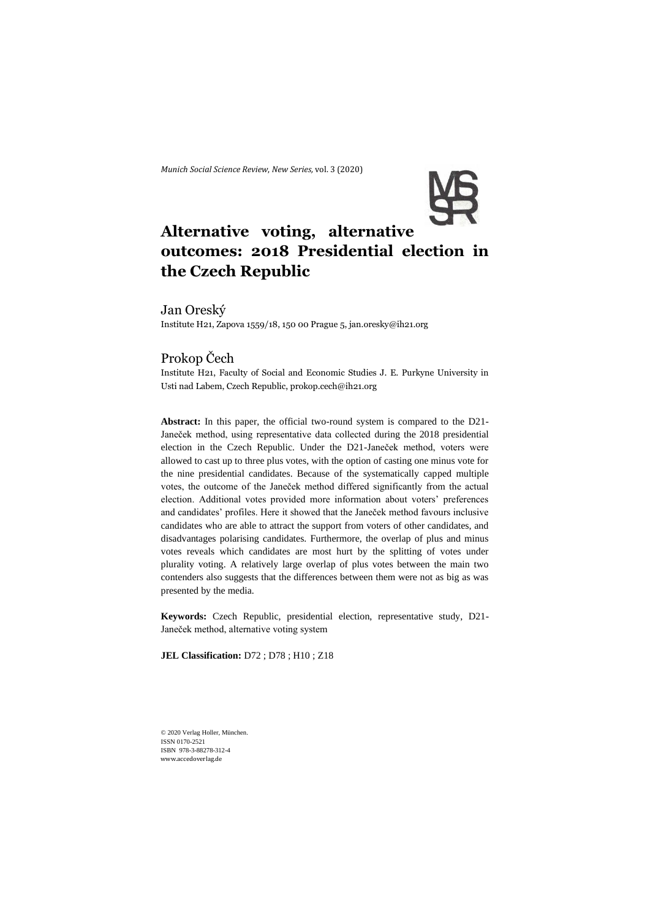*Munich Social Science Review, New Series,* vol. 3 (2020)

# Alternative voting, alternative outcomes: 2018 Presidential election in the Czech Republic

## Jan Oreský

Institute H21, Zapova 1559/18, 150 00 Prague 5, jan.oresky@ih21.org

## Prokop Čech

Institute H21, Faculty of Social and Economic Studies J. E. Purkyne University in Usti nad Labem, Czech Republic, prokop.cech@ih21.org

**Abstract:** In this paper, the official two-round system is compared to the D21-Janeček method, using representative data collected during the 2018 presidential election in the Czech Republic. Under the D21-Janeček method, voters were allowed to cast up to three plus votes, with the option of casting one minus vote for the nine presidential candidates. Because of the systematically capped multiple votes, the outcome of the Janeček method differed significantly from the actual election. Additional votes provided more information about voters' preferences and candidates' profiles. Here it showed that the Janeček method favours inclusive candidates who are able to attract the support from voters of other candidates, and disadvantages polarising candidates. Furthermore, the overlap of plus and minus votes reveals which candidates are most hurt by the splitting of votes under plurality voting. A relatively large overlap of plus votes between the main two contenders also suggests that the differences between them were not as big as was presented by the media.

**Keywords:** Czech Republic, presidential election, representative study, D21-Janeček method, alternative voting system

**JEL Classification:** D72 ; D78 ; H10 ; Z18

© 2020 Verlag Holler, München.
ISSN 0170-2521
ISBN 978-3-88278-312-4
www.accedoverlag.de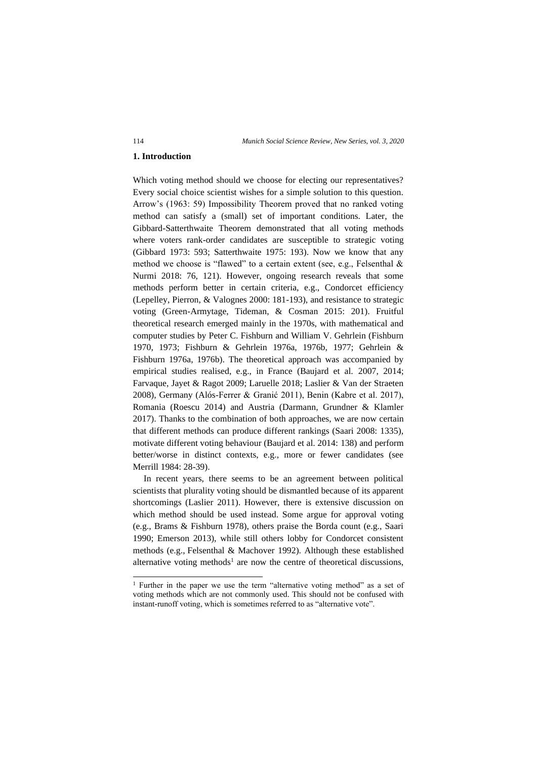## 1. Introduction

Which voting method should we choose for electing our representatives? Every social choice scientist wishes for a simple solution to this question. Arrow's (1963: 59) Impossibility Theorem proved that no ranked voting method can satisfy a (small) set of important conditions. Later, the Gibbard-Satterthwaite Theorem demonstrated that all voting methods where voters rank-order candidates are susceptible to strategic voting (Gibbard 1973: 593; Satterthwaite 1975: 193). Now we know that any method we choose is "flawed" to a certain extent (see, e.g., Felsenthal & Nurmi 2018: 76, 121). However, ongoing research reveals that some methods perform better in certain criteria, e.g., Condorcet efficiency (Lepelley, Pierron, & Valognes 2000: 181-193), and resistance to strategic voting (Green-Armytage, Tideman, & Cosman 2015: 201). Fruitful theoretical research emerged mainly in the 1970s, with mathematical and computer studies by Peter C. Fishburn and William V. Gehrlein (Fishburn 1970, 1973; Fishburn & Gehrlein 1976a, 1976b, 1977; Gehrlein & Fishburn 1976a, 1976b). The theoretical approach was accompanied by empirical studies realised, e.g., in France (Baujard et al. 2007, 2014; Farvaque, Jayet & Ragot 2009; Laruelle 2018; Laslier & Van der Straeten 2008), Germany (Alós-Ferrer & Granić 2011), Benin (Kabre et al. 2017), Romania (Roescu 2014) and Austria (Darmann, Grundner & Klamler 2017). Thanks to the combination of both approaches, we are now certain that different methods can produce different rankings (Saari 2008: 1335), motivate different voting behaviour (Baujard et al. 2014: 138) and perform better/worse in distinct contexts, e.g., more or fewer candidates (see Merrill 1984: 28-39).

In recent years, there seems to be an agreement between political scientists that plurality voting should be dismantled because of its apparent shortcomings (Laslier 2011). However, there is extensive discussion on which method should be used instead. Some argue for approval voting (e.g., Brams & Fishburn 1978), others praise the Borda count (e.g., Saari 1990; Emerson 2013), while still others lobby for Condorcet consistent methods (e.g., Felsenthal & Machover 1992). Although these established alternative voting methods[1] are now the centre of theoretical discussions,

[1] Further in the paper we use the term "alternative voting method" as a set of voting methods which are not commonly used. This should not be confused with instant-runoff voting, which is sometimes referred to as "alternative vote".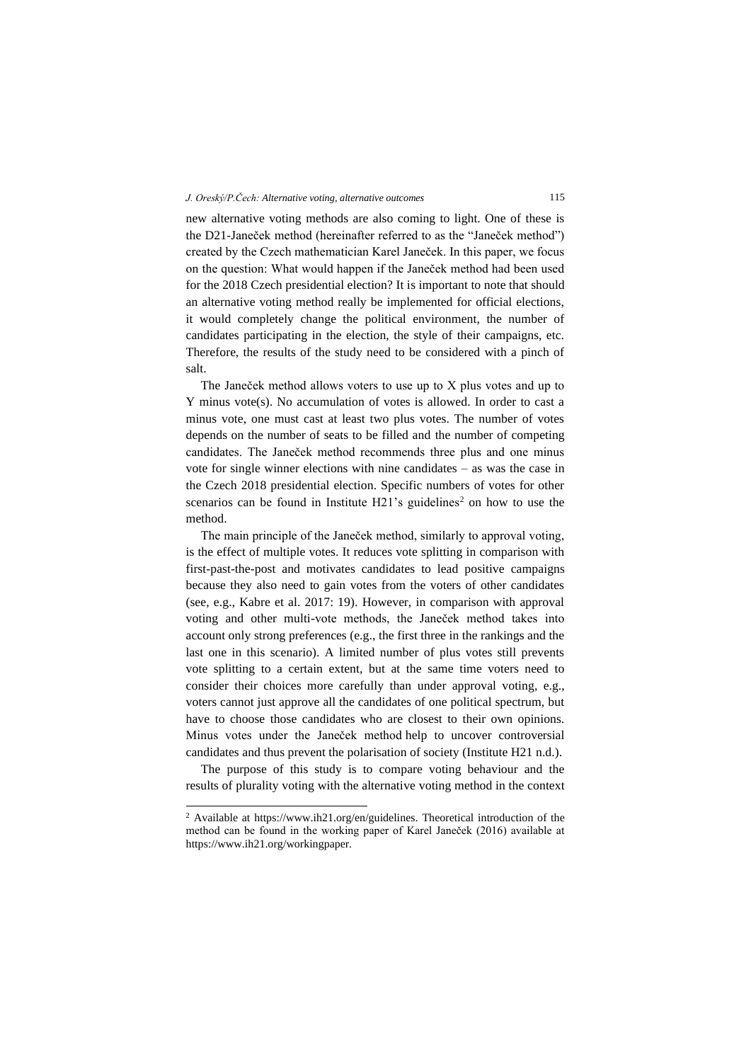new alternative voting methods are also coming to light. One of these is the D21-Janeček method (hereinafter referred to as the "Janeček method") created by the Czech mathematician Karel Janeček. In this paper, we focus on the question: What would happen if the Janeček method had been used for the 2018 Czech presidential election? It is important to note that should an alternative voting method really be implemented for official elections, it would completely change the political environment, the number of candidates participating in the election, the style of their campaigns, etc. Therefore, the results of the study need to be considered with a pinch of salt.

The Janeček method allows voters to use up to X plus votes and up to Y minus vote(s). No accumulation of votes is allowed. In order to cast a minus vote, one must cast at least two plus votes. The number of votes depends on the number of seats to be filled and the number of competing candidates. The Janeček method recommends three plus and one minus vote for single winner elections with nine candidates – as was the case in the Czech 2018 presidential election. Specific numbers of votes for other scenarios can be found in Institute H21's guidelines[2] on how to use the method.

The main principle of the Janeček method, similarly to approval voting, is the effect of multiple votes. It reduces vote splitting in comparison with first-past-the-post and motivates candidates to lead positive campaigns because they also need to gain votes from the voters of other candidates (see, e.g., Kabre et al. 2017: 19). However, in comparison with approval voting and other multi-vote methods, the Janeček method takes into account only strong preferences (e.g., the first three in the rankings and the last one in this scenario). A limited number of plus votes still prevents vote splitting to a certain extent, but at the same time voters need to consider their choices more carefully than under approval voting, e.g., voters cannot just approve all the candidates of one political spectrum, but have to choose those candidates who are closest to their own opinions. Minus votes under the Janeček method help to uncover controversial candidates and thus prevent the polarisation of society (Institute H21 n.d.).

The purpose of this study is to compare voting behaviour and the results of plurality voting with the alternative voting method in the context

[2] Available at https://www.ih21.org/en/guidelines. Theoretical introduction of the method can be found in the working paper of Karel Janeček (2016) available at https://www.ih21.org/workingpaper.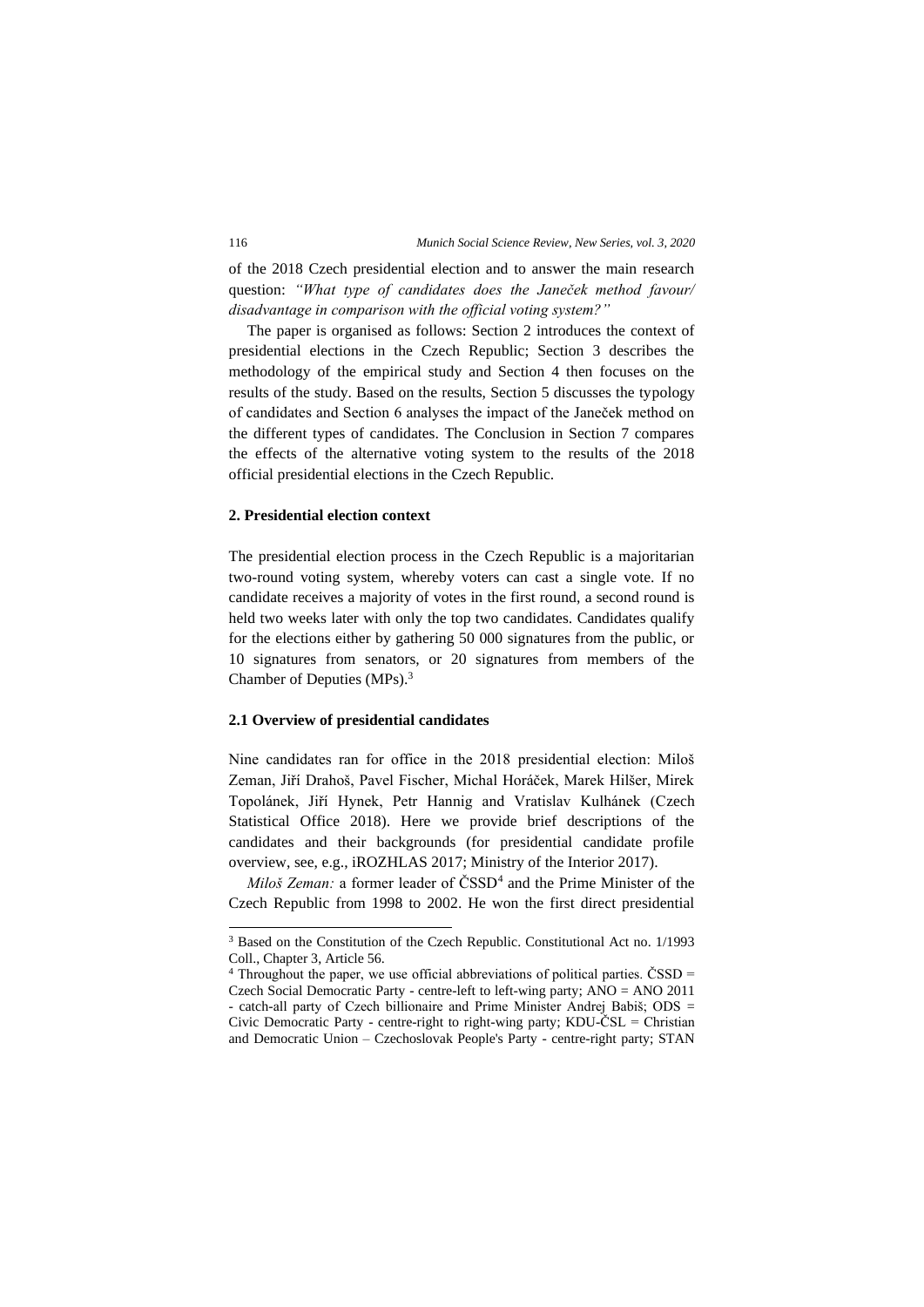of the 2018 Czech presidential election and to answer the main research question: *"What type of candidates does the Janeček method favour/ disadvantage in comparison with the official voting system?"*

The paper is organised as follows: Section 2 introduces the context of presidential elections in the Czech Republic; Section 3 describes the methodology of the empirical study and Section 4 then focuses on the results of the study. Based on the results, Section 5 discusses the typology of candidates and Section 6 analyses the impact of the Janeček method on the different types of candidates. The Conclusion in Section 7 compares the effects of the alternative voting system to the results of the 2018 official presidential elections in the Czech Republic.

## 2. Presidential election context

The presidential election process in the Czech Republic is a majoritarian two-round voting system, whereby voters can cast a single vote. If no candidate receives a majority of votes in the first round, a second round is held two weeks later with only the top two candidates. Candidates qualify for the elections either by gathering 50 000 signatures from the public, or 10 signatures from senators, or 20 signatures from members of the Chamber of Deputies (MPs).[3]

### 2.1 Overview of presidential candidates

Nine candidates ran for office in the 2018 presidential election: Miloš Zeman, Jiří Drahoš, Pavel Fischer, Michal Horáček, Marek Hilšer, Mirek Topolánek, Jiří Hynek, Petr Hannig and Vratislav Kulhánek (Czech Statistical Office 2018). Here we provide brief descriptions of the candidates and their backgrounds (for presidential candidate profile overview, see, e.g., iROZHLAS 2017; Ministry of the Interior 2017).

*Miloš Zeman:* a former leader of ČSSD[4] and the Prime Minister of the Czech Republic from 1998 to 2002. He won the first direct presidential

---

[3] Based on the Constitution of the Czech Republic. Constitutional Act no. 1/1993 Coll., Chapter 3, Article 56.

[4] Throughout the paper, we use official abbreviations of political parties. ČSSD = Czech Social Democratic Party - centre-left to left-wing party; ANO = ANO 2011 - catch-all party of Czech billionaire and Prime Minister Andrej Babiš; ODS = Civic Democratic Party - centre-right to right-wing party; KDU-ČSL = Christian and Democratic Union – Czechoslovak People's Party - centre-right party; STAN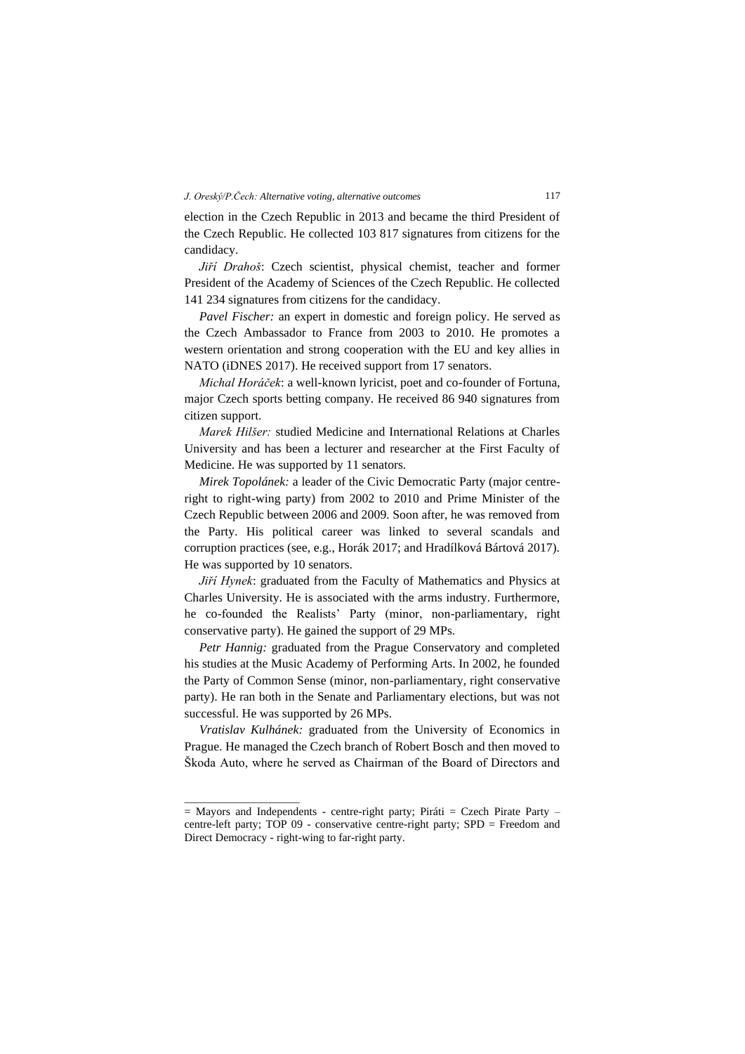election in the Czech Republic in 2013 and became the third President of the Czech Republic. He collected 103 817 signatures from citizens for the candidacy.

*Jiří Drahoš*: Czech scientist, physical chemist, teacher and former President of the Academy of Sciences of the Czech Republic. He collected 141 234 signatures from citizens for the candidacy.

*Pavel Fischer:* an expert in domestic and foreign policy. He served as the Czech Ambassador to France from 2003 to 2010. He promotes a western orientation and strong cooperation with the EU and key allies in NATO (iDNES 2017). He received support from 17 senators.

*Michal Horáček*: a well-known lyricist, poet and co-founder of Fortuna, major Czech sports betting company. He received 86 940 signatures from citizen support.

*Marek Hilšer:* studied Medicine and International Relations at Charles University and has been a lecturer and researcher at the First Faculty of Medicine. He was supported by 11 senators.

*Mirek Topolánek:* a leader of the Civic Democratic Party (major centre-right to right-wing party) from 2002 to 2010 and Prime Minister of the Czech Republic between 2006 and 2009. Soon after, he was removed from the Party. His political career was linked to several scandals and corruption practices (see, e.g., Horák 2017; and Hradílková Bártová 2017). He was supported by 10 senators.

*Jiří Hynek*: graduated from the Faculty of Mathematics and Physics at Charles University. He is associated with the arms industry. Furthermore, he co-founded the Realists' Party (minor, non-parliamentary, right conservative party). He gained the support of 29 MPs.

*Petr Hannig:* graduated from the Prague Conservatory and completed his studies at the Music Academy of Performing Arts. In 2002, he founded the Party of Common Sense (minor, non-parliamentary, right conservative party). He ran both in the Senate and Parliamentary elections, but was not successful. He was supported by 26 MPs.

*Vratislav Kulhánek:* graduated from the University of Economics in Prague. He managed the Czech branch of Robert Bosch and then moved to Škoda Auto, where he served as Chairman of the Board of Directors and

---

= Mayors and Independents - centre-right party; Piráti = Czech Pirate Party – centre-left party; TOP 09 - conservative centre-right party; SPD = Freedom and Direct Democracy - right-wing to far-right party.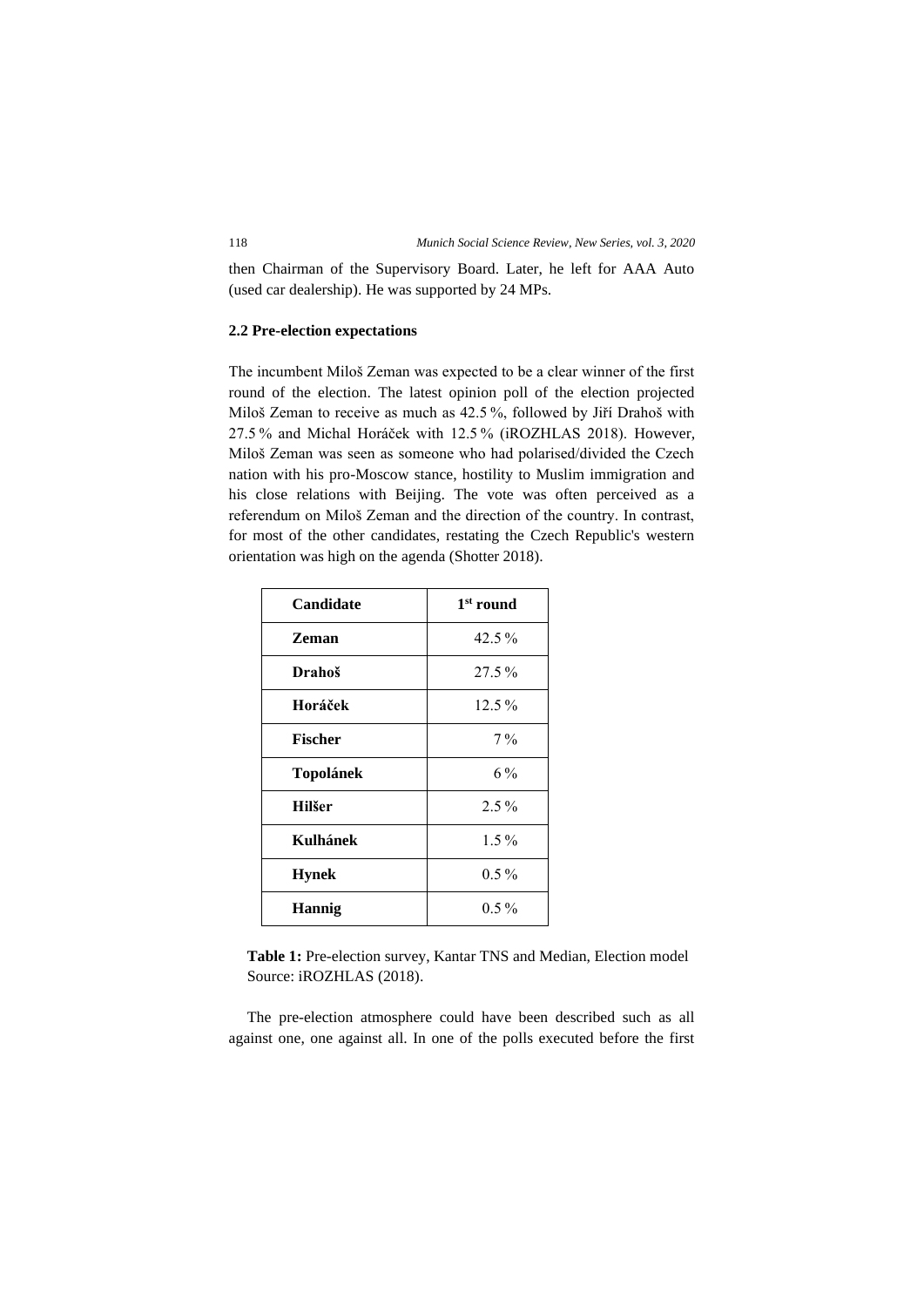then Chairman of the Supervisory Board. Later, he left for AAA Auto (used car dealership). He was supported by 24 MPs.

### 2.2 Pre-election expectations

The incumbent Miloš Zeman was expected to be a clear winner of the first round of the election. The latest opinion poll of the election projected Miloš Zeman to receive as much as 42.5 %, followed by Jiří Drahoš with 27.5 % and Michal Horáček with 12.5 % (iROZHLAS 2018). However, Miloš Zeman was seen as someone who had polarised/divided the Czech nation with his pro-Moscow stance, hostility to Muslim immigration and his close relations with Beijing. The vote was often perceived as a referendum on Miloš Zeman and the direction of the country. In contrast, for most of the other candidates, restating the Czech Republic's western orientation was high on the agenda (Shotter 2018).

| Candidate | 1st round |
|---|---|
| **Zeman** | 42.5 % |
| **Drahoš** | 27.5 % |
| **Horáček** | 12.5 % |
| **Fischer** | 7 % |
| **Topolánek** | 6 % |
| **Hilšer** | 2.5 % |
| **Kulhánek** | 1.5 % |
| **Hynek** | 0.5 % |
| **Hannig** | 0.5 % |

**Table 1:** Pre-election survey, Kantar TNS and Median, Election model Source: iROZHLAS (2018).

The pre-election atmosphere could have been described such as all against one, one against all. In one of the polls executed before the first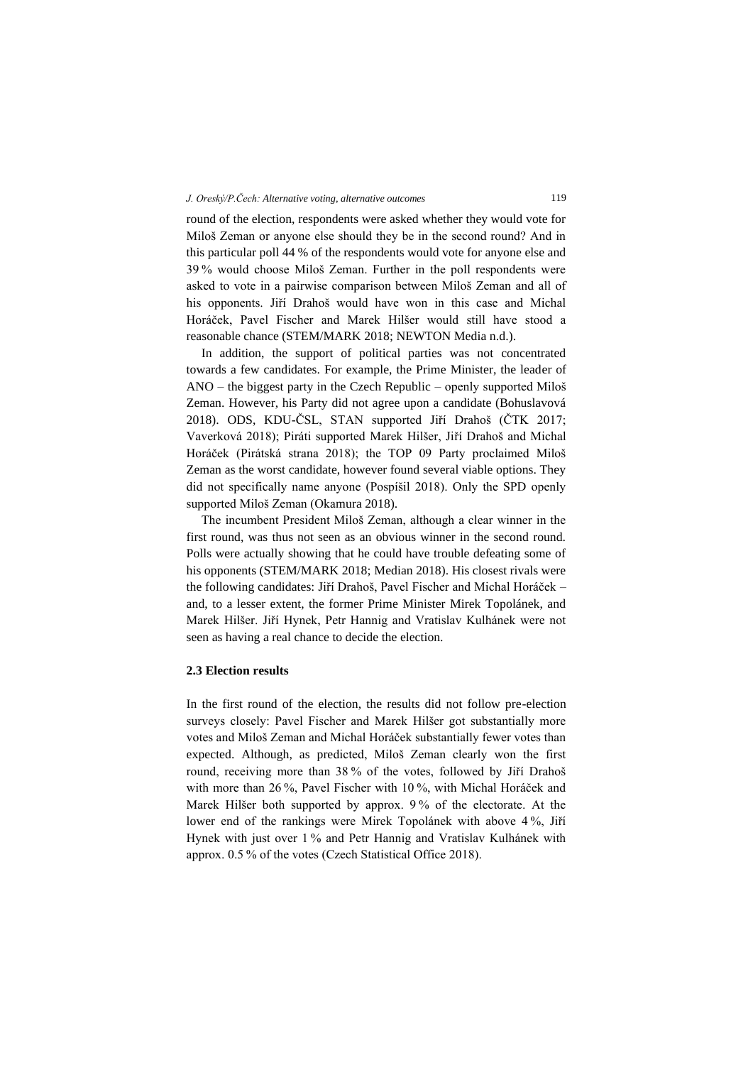round of the election, respondents were asked whether they would vote for Miloš Zeman or anyone else should they be in the second round? And in this particular poll 44 % of the respondents would vote for anyone else and 39 % would choose Miloš Zeman. Further in the poll respondents were asked to vote in a pairwise comparison between Miloš Zeman and all of his opponents. Jiří Drahoš would have won in this case and Michal Horáček, Pavel Fischer and Marek Hilšer would still have stood a reasonable chance (STEM/MARK 2018; NEWTON Media n.d.).

In addition, the support of political parties was not concentrated towards a few candidates. For example, the Prime Minister, the leader of ANO – the biggest party in the Czech Republic – openly supported Miloš Zeman. However, his Party did not agree upon a candidate (Bohuslavová 2018). ODS, KDU-ČSL, STAN supported Jiří Drahoš (ČTK 2017; Vaverková 2018); Piráti supported Marek Hilšer, Jiří Drahoš and Michal Horáček (Pirátská strana 2018); the TOP 09 Party proclaimed Miloš Zeman as the worst candidate, however found several viable options. They did not specifically name anyone (Pospíšil 2018). Only the SPD openly supported Miloš Zeman (Okamura 2018).

The incumbent President Miloš Zeman, although a clear winner in the first round, was thus not seen as an obvious winner in the second round. Polls were actually showing that he could have trouble defeating some of his opponents (STEM/MARK 2018; Median 2018). His closest rivals were the following candidates: Jiří Drahoš, Pavel Fischer and Michal Horáček – and, to a lesser extent, the former Prime Minister Mirek Topolánek, and Marek Hilšer. Jiří Hynek, Petr Hannig and Vratislav Kulhánek were not seen as having a real chance to decide the election.

### 2.3 Election results

In the first round of the election, the results did not follow pre-election surveys closely: Pavel Fischer and Marek Hilšer got substantially more votes and Miloš Zeman and Michal Horáček substantially fewer votes than expected. Although, as predicted, Miloš Zeman clearly won the first round, receiving more than 38 % of the votes, followed by Jiří Drahoš with more than 26 %, Pavel Fischer with 10 %, with Michal Horáček and Marek Hilšer both supported by approx. 9 % of the electorate. At the lower end of the rankings were Mirek Topolánek with above 4 %, Jiří Hynek with just over 1 % and Petr Hannig and Vratislav Kulhánek with approx. 0.5 % of the votes (Czech Statistical Office 2018).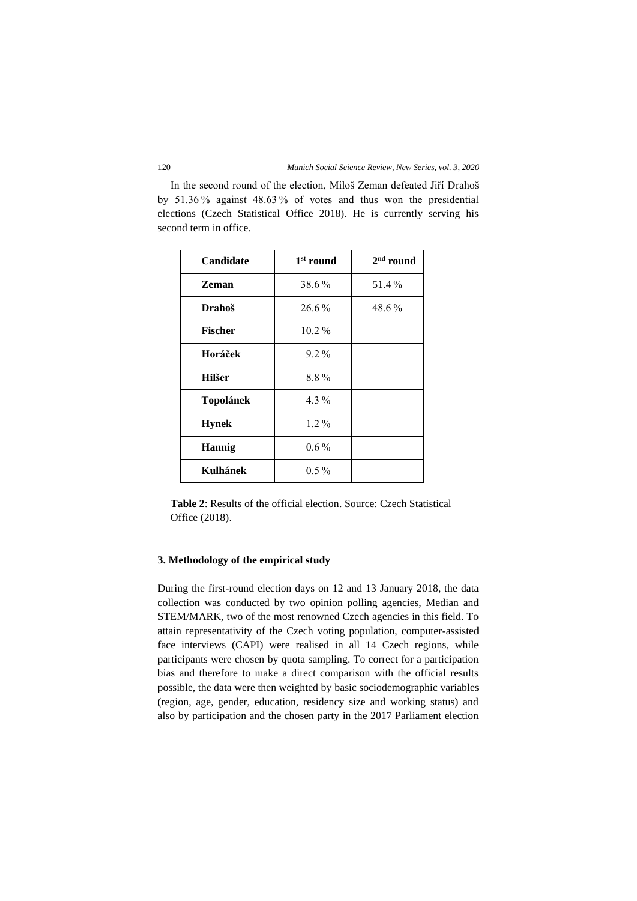In the second round of the election, Miloš Zeman defeated Jiří Drahoš by 51.36 % against 48.63 % of votes and thus won the presidential elections (Czech Statistical Office 2018). He is currently serving his second term in office.

| Candidate | 1st round | 2nd round |
|---|---|---|
| **Zeman** | 38.6 % | 51.4 % |
| **Drahoš** | 26.6 % | 48.6 % |
| **Fischer** | 10.2 % | |
| **Horáček** | 9.2 % | |
| **Hilšer** | 8.8 % | |
| **Topolánek** | 4.3 % | |
| **Hynek** | 1.2 % | |
| **Hannig** | 0.6 % | |
| **Kulhánek** | 0.5 % | |

**Table 2**: Results of the official election. Source: Czech Statistical Office (2018).

### 3. Methodology of the empirical study

During the first-round election days on 12 and 13 January 2018, the data collection was conducted by two opinion polling agencies, Median and STEM/MARK, two of the most renowned Czech agencies in this field. To attain representativity of the Czech voting population, computer-assisted face interviews (CAPI) were realised in all 14 Czech regions, while participants were chosen by quota sampling. To correct for a participation bias and therefore to make a direct comparison with the official results possible, the data were then weighted by basic sociodemographic variables (region, age, gender, education, residency size and working status) and also by participation and the chosen party in the 2017 Parliament election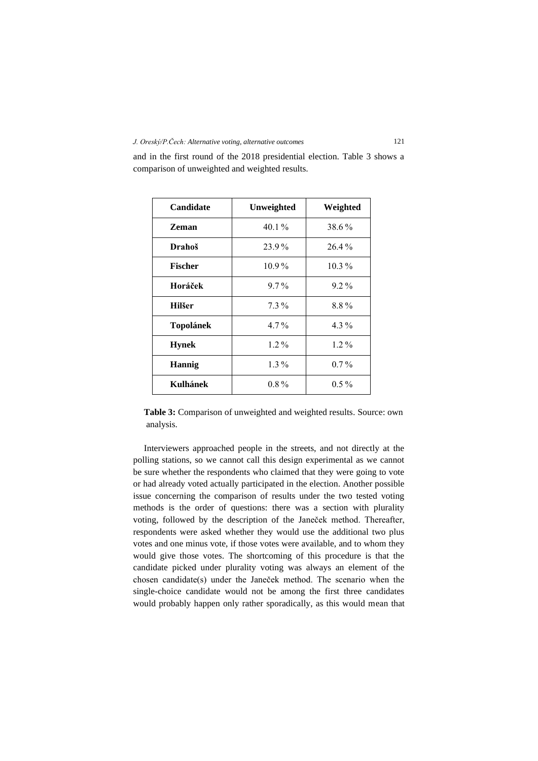and in the first round of the 2018 presidential election. Table 3 shows a comparison of unweighted and weighted results.

| Candidate | Unweighted | Weighted |
|---|---|---|
| **Zeman** | 40.1 % | 38.6 % |
| **Drahoš** | 23.9 % | 26.4 % |
| **Fischer** | 10.9 % | 10.3 % |
| **Horáček** | 9.7 % | 9.2 % |
| **Hilšer** | 7.3 % | 8.8 % |
| **Topolánek** | 4.7 % | 4.3 % |
| **Hynek** | 1.2 % | 1.2 % |
| **Hannig** | 1.3 % | 0.7 % |
| **Kulhánek** | 0.8 % | 0.5 % |

**Table 3:** Comparison of unweighted and weighted results. Source: own analysis.

Interviewers approached people in the streets, and not directly at the polling stations, so we cannot call this design experimental as we cannot be sure whether the respondents who claimed that they were going to vote or had already voted actually participated in the election. Another possible issue concerning the comparison of results under the two tested voting methods is the order of questions: there was a section with plurality voting, followed by the description of the Janeček method. Thereafter, respondents were asked whether they would use the additional two plus votes and one minus vote, if those votes were available, and to whom they would give those votes. The shortcoming of this procedure is that the candidate picked under plurality voting was always an element of the chosen candidate(s) under the Janeček method. The scenario when the single-choice candidate would not be among the first three candidates would probably happen only rather sporadically, as this would mean that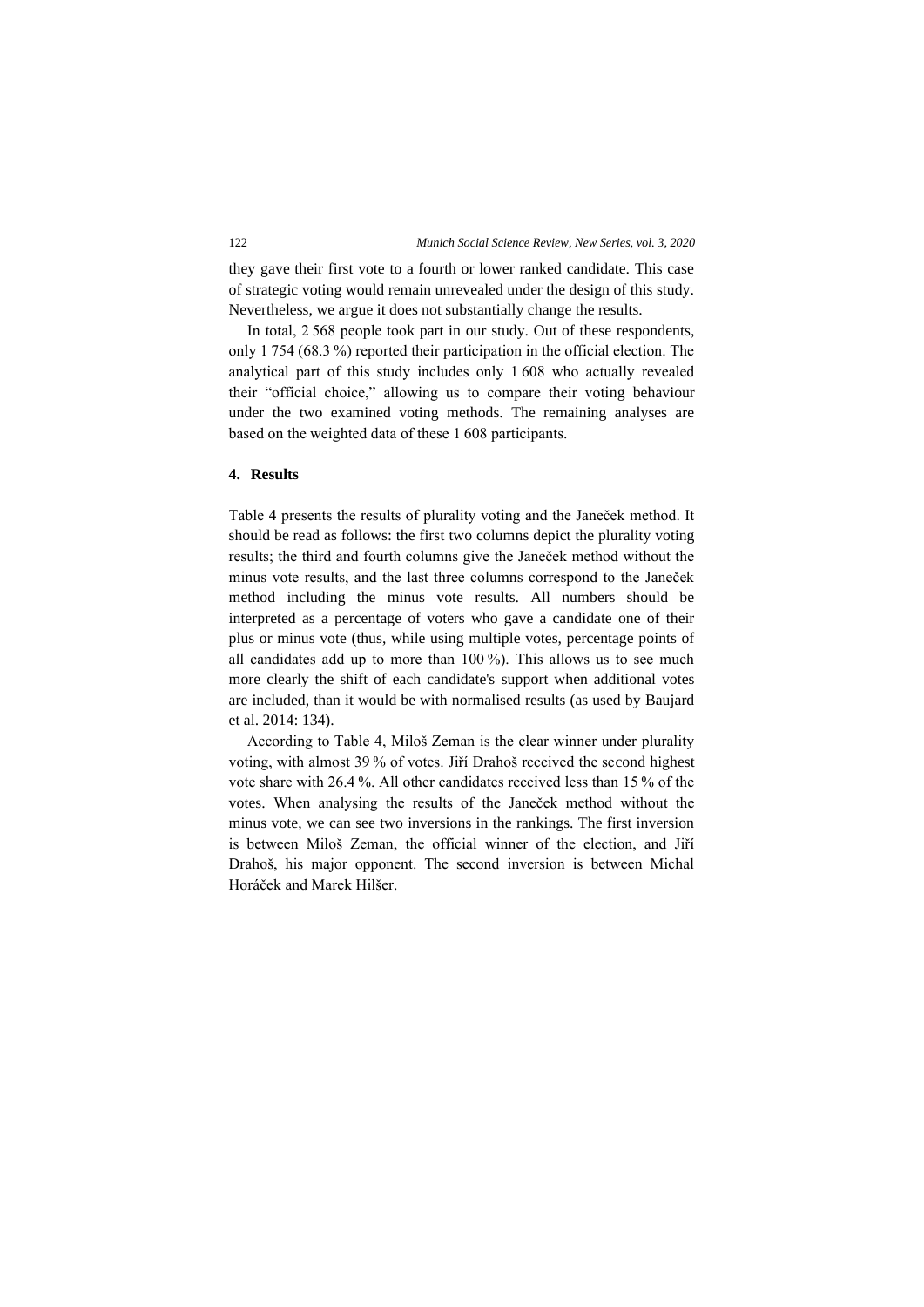they gave their first vote to a fourth or lower ranked candidate. This case of strategic voting would remain unrevealed under the design of this study. Nevertheless, we argue it does not substantially change the results.

In total, 2 568 people took part in our study. Out of these respondents, only 1 754 (68.3 %) reported their participation in the official election. The analytical part of this study includes only 1 608 who actually revealed their "official choice," allowing us to compare their voting behaviour under the two examined voting methods. The remaining analyses are based on the weighted data of these 1 608 participants.

## 4. Results

Table 4 presents the results of plurality voting and the Janeček method. It should be read as follows: the first two columns depict the plurality voting results; the third and fourth columns give the Janeček method without the minus vote results, and the last three columns correspond to the Janeček method including the minus vote results. All numbers should be interpreted as a percentage of voters who gave a candidate one of their plus or minus vote (thus, while using multiple votes, percentage points of all candidates add up to more than 100 %). This allows us to see much more clearly the shift of each candidate's support when additional votes are included, than it would be with normalised results (as used by Baujard et al. 2014: 134).

According to Table 4, Miloš Zeman is the clear winner under plurality voting, with almost 39 % of votes. Jiří Drahoš received the second highest vote share with 26.4 %. All other candidates received less than 15 % of the votes. When analysing the results of the Janeček method without the minus vote, we can see two inversions in the rankings. The first inversion is between Miloš Zeman, the official winner of the election, and Jiří Drahoš, his major opponent. The second inversion is between Michal Horáček and Marek Hilšer.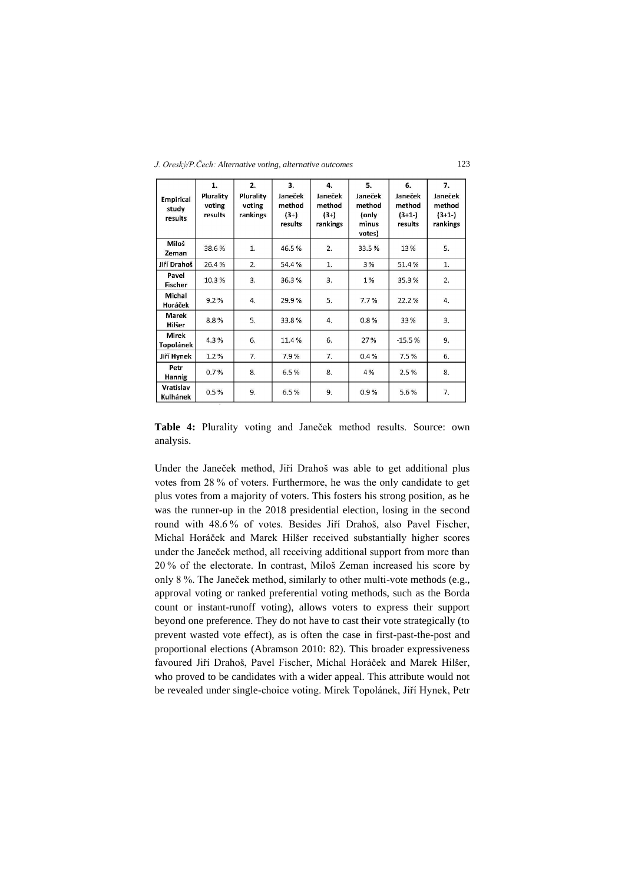| Empirical study results | 1. Plurality voting results | 2. Plurality voting rankings | 3. Janeček method (3+) results | 4. Janeček method (3+) rankings | 5. Janeček method (only minus votes) | 6. Janeček method (3+1-) results | 7. Janeček method (3+1-) rankings |
|---|---|---|---|---|---|---|---|
| Miloš Zeman | 38.6 % | 1. | 46.5 % | 2. | 33.5 % | 13 % | 5. |
| Jiří Drahoš | 26.4 % | 2. | 54.4 % | 1. | 3 % | 51.4 % | 1. |
| Pavel Fischer | 10.3 % | 3. | 36.3 % | 3. | 1 % | 35.3 % | 2. |
| Michal Horáček | 9.2 % | 4. | 29.9 % | 5. | 7.7 % | 22.2 % | 4. |
| Marek Hilšer | 8.8 % | 5. | 33.8 % | 4. | 0.8 % | 33 % | 3. |
| Mirek Topolánek | 4.3 % | 6. | 11.4 % | 6. | 27 % | -15.5 % | 9. |
| Jiří Hynek | 1.2 % | 7. | 7.9 % | 7. | 0.4 % | 7.5 % | 6. |
| Petr Hannig | 0.7 % | 8. | 6.5 % | 8. | 4 % | 2.5 % | 8. |
| Vratislav Kulhánek | 0.5 % | 9. | 6.5 % | 9. | 0.9 % | 5.6 % | 7. |

**Table 4:** Plurality voting and Janeček method results. Source: own analysis.

Under the Janeček method, Jiří Drahoš was able to get additional plus votes from 28 % of voters. Furthermore, he was the only candidate to get plus votes from a majority of voters. This fosters his strong position, as he was the runner-up in the 2018 presidential election, losing in the second round with 48.6 % of votes. Besides Jiří Drahoš, also Pavel Fischer, Michal Horáček and Marek Hilšer received substantially higher scores under the Janeček method, all receiving additional support from more than 20 % of the electorate. In contrast, Miloš Zeman increased his score by only 8 %. The Janeček method, similarly to other multi-vote methods (e.g., approval voting or ranked preferential voting methods, such as the Borda count or instant-runoff voting), allows voters to express their support beyond one preference. They do not have to cast their vote strategically (to prevent wasted vote effect), as is often the case in first-past-the-post and proportional elections (Abramson 2010: 82). This broader expressiveness favoured Jiří Drahoš, Pavel Fischer, Michal Horáček and Marek Hilšer, who proved to be candidates with a wider appeal. This attribute would not be revealed under single-choice voting. Mirek Topolánek, Jiří Hynek, Petr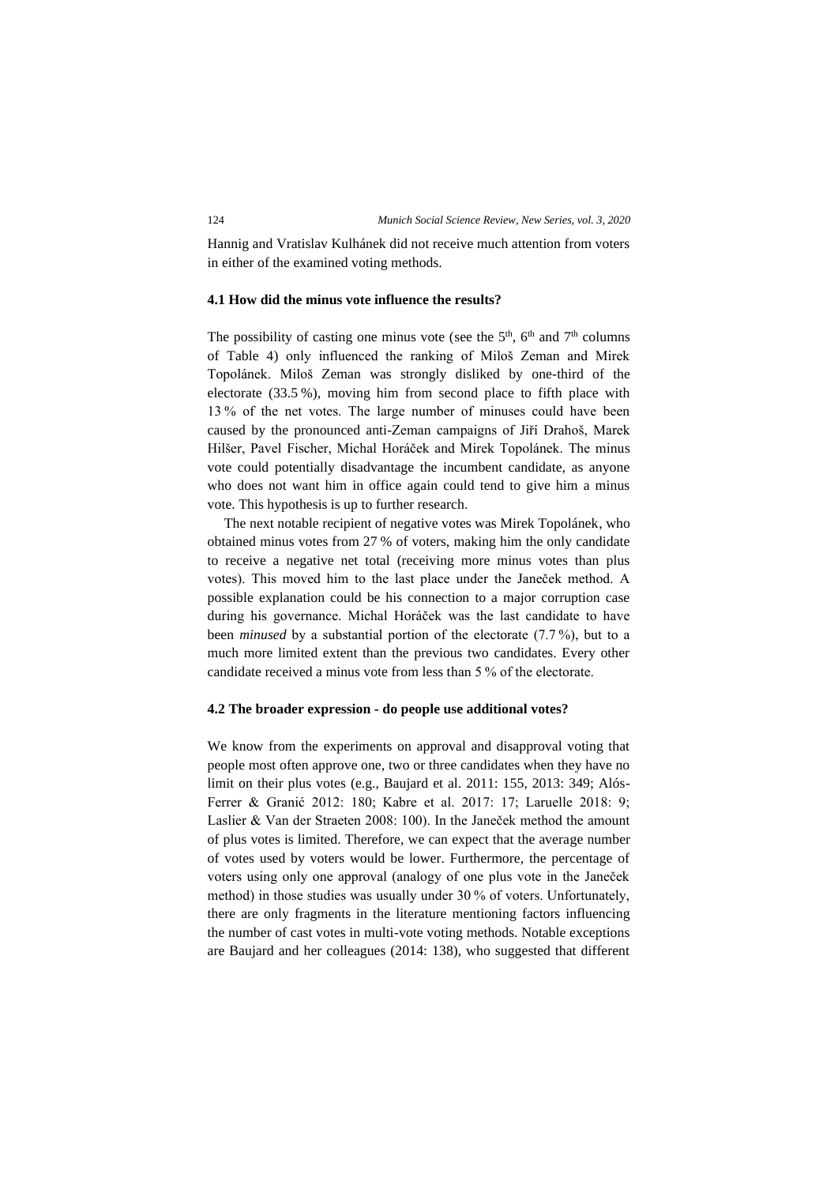Hannig and Vratislav Kulhánek did not receive much attention from voters in either of the examined voting methods.

### 4.1 How did the minus vote influence the results?

The possibility of casting one minus vote (see the 5th, 6th and 7th columns of Table 4) only influenced the ranking of Miloš Zeman and Mirek Topolánek. Miloš Zeman was strongly disliked by one-third of the electorate (33.5 %), moving him from second place to fifth place with 13 % of the net votes. The large number of minuses could have been caused by the pronounced anti-Zeman campaigns of Jiří Drahoš, Marek Hilšer, Pavel Fischer, Michal Horáček and Mirek Topolánek. The minus vote could potentially disadvantage the incumbent candidate, as anyone who does not want him in office again could tend to give him a minus vote. This hypothesis is up to further research.

The next notable recipient of negative votes was Mirek Topolánek, who obtained minus votes from 27 % of voters, making him the only candidate to receive a negative net total (receiving more minus votes than plus votes). This moved him to the last place under the Janeček method. A possible explanation could be his connection to a major corruption case during his governance. Michal Horáček was the last candidate to have been *minused* by a substantial portion of the electorate (7.7 %), but to a much more limited extent than the previous two candidates. Every other candidate received a minus vote from less than 5 % of the electorate.

### 4.2 The broader expression - do people use additional votes?

We know from the experiments on approval and disapproval voting that people most often approve one, two or three candidates when they have no limit on their plus votes (e.g., Baujard et al. 2011: 155, 2013: 349; Alós-Ferrer & Granić 2012: 180; Kabre et al. 2017: 17; Laruelle 2018: 9; Laslier & Van der Straeten 2008: 100). In the Janeček method the amount of plus votes is limited. Therefore, we can expect that the average number of votes used by voters would be lower. Furthermore, the percentage of voters using only one approval (analogy of one plus vote in the Janeček method) in those studies was usually under 30 % of voters. Unfortunately, there are only fragments in the literature mentioning factors influencing the number of cast votes in multi-vote voting methods. Notable exceptions are Baujard and her colleagues (2014: 138), who suggested that different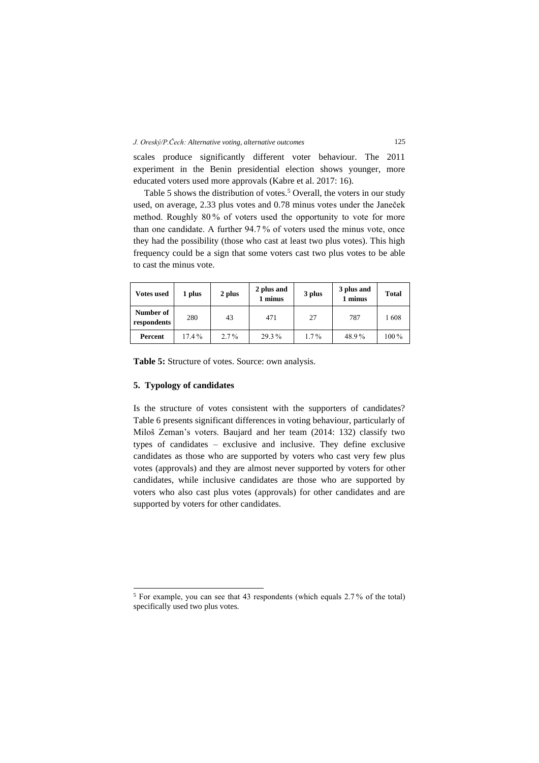scales produce significantly different voter behaviour. The 2011 experiment in the Benin presidential election shows younger, more educated voters used more approvals (Kabre et al. 2017: 16).

Table 5 shows the distribution of votes.[5] Overall, the voters in our study used, on average, 2.33 plus votes and 0.78 minus votes under the Janeček method. Roughly 80 % of voters used the opportunity to vote for more than one candidate. A further 94.7 % of voters used the minus vote, once they had the possibility (those who cast at least two plus votes). This high frequency could be a sign that some voters cast two plus votes to be able to cast the minus vote.

| Votes used | 1 plus | 2 plus | 2 plus and 1 minus | 3 plus | 3 plus and 1 minus | Total |
|---|---|---|---|---|---|---|
| **Number of respondents** | 280 | 43 | 471 | 27 | 787 | 1 608 |
| **Percent** | 17.4 % | 2.7 % | 29.3 % | 1.7 % | 48.9 % | 100 % |

**Table 5:** Structure of votes. Source: own analysis.

## 5. Typology of candidates

Is the structure of votes consistent with the supporters of candidates? Table 6 presents significant differences in voting behaviour, particularly of Miloš Zeman's voters. Baujard and her team (2014: 132) classify two types of candidates – exclusive and inclusive. They define exclusive candidates as those who are supported by voters who cast very few plus votes (approvals) and they are almost never supported by voters for other candidates, while inclusive candidates are those who are supported by voters who also cast plus votes (approvals) for other candidates and are supported by voters for other candidates.

[5] For example, you can see that 43 respondents (which equals 2.7 % of the total) specifically used two plus votes.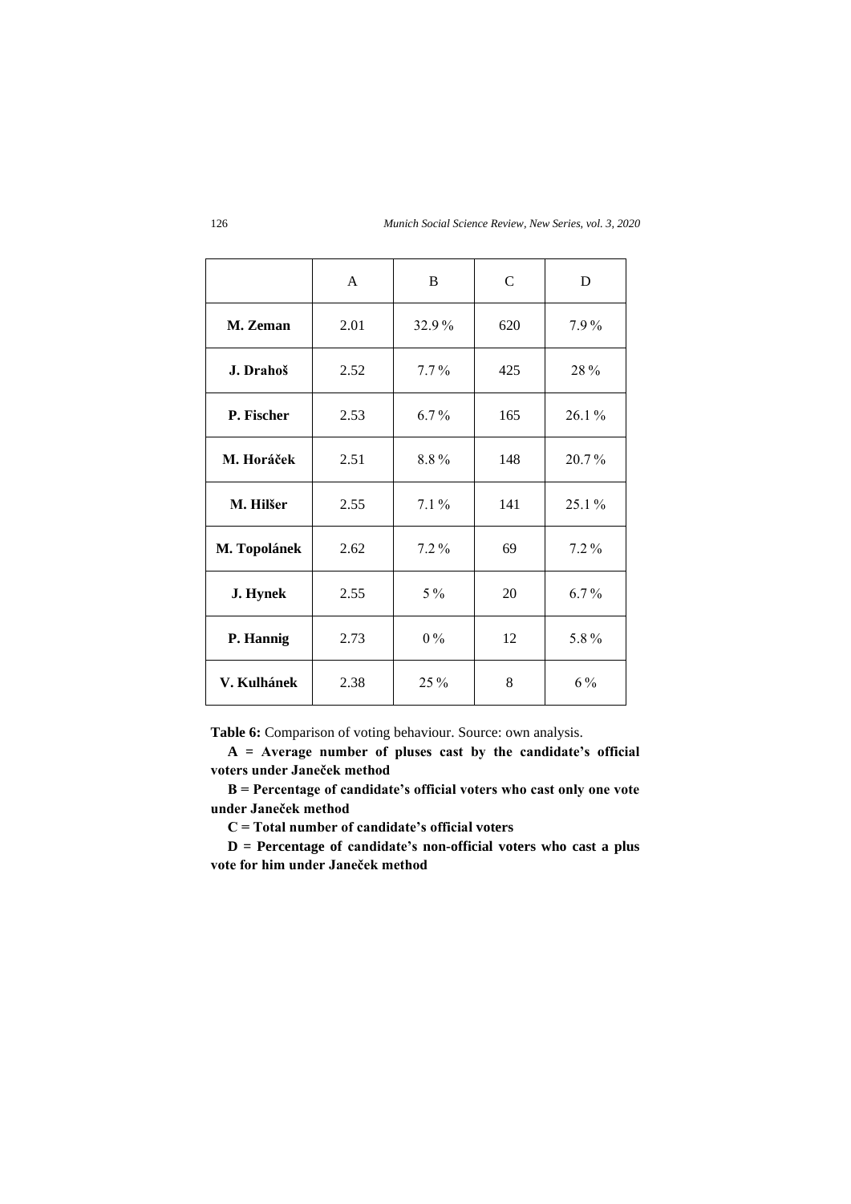|  | A | B | C | D |
|---|---|---|---|---|
| **M. Zeman** | 2.01 | 32.9 % | 620 | 7.9 % |
| **J. Drahoš** | 2.52 | 7.7 % | 425 | 28 % |
| **P. Fischer** | 2.53 | 6.7 % | 165 | 26.1 % |
| **M. Horáček** | 2.51 | 8.8 % | 148 | 20.7 % |
| **M. Hilšer** | 2.55 | 7.1 % | 141 | 25.1 % |
| **M. Topolánek** | 2.62 | 7.2 % | 69 | 7.2 % |
| **J. Hynek** | 2.55 | 5 % | 20 | 6.7 % |
| **P. Hannig** | 2.73 | 0 % | 12 | 5.8 % |
| **V. Kulhánek** | 2.38 | 25 % | 8 | 6 % |

**Table 6:** Comparison of voting behaviour. Source: own analysis.

**A = Average number of pluses cast by the candidate's official voters under Janeček method**

**B = Percentage of candidate's official voters who cast only one vote under Janeček method**

**C = Total number of candidate's official voters**

**D = Percentage of candidate's non-official voters who cast a plus vote for him under Janeček method**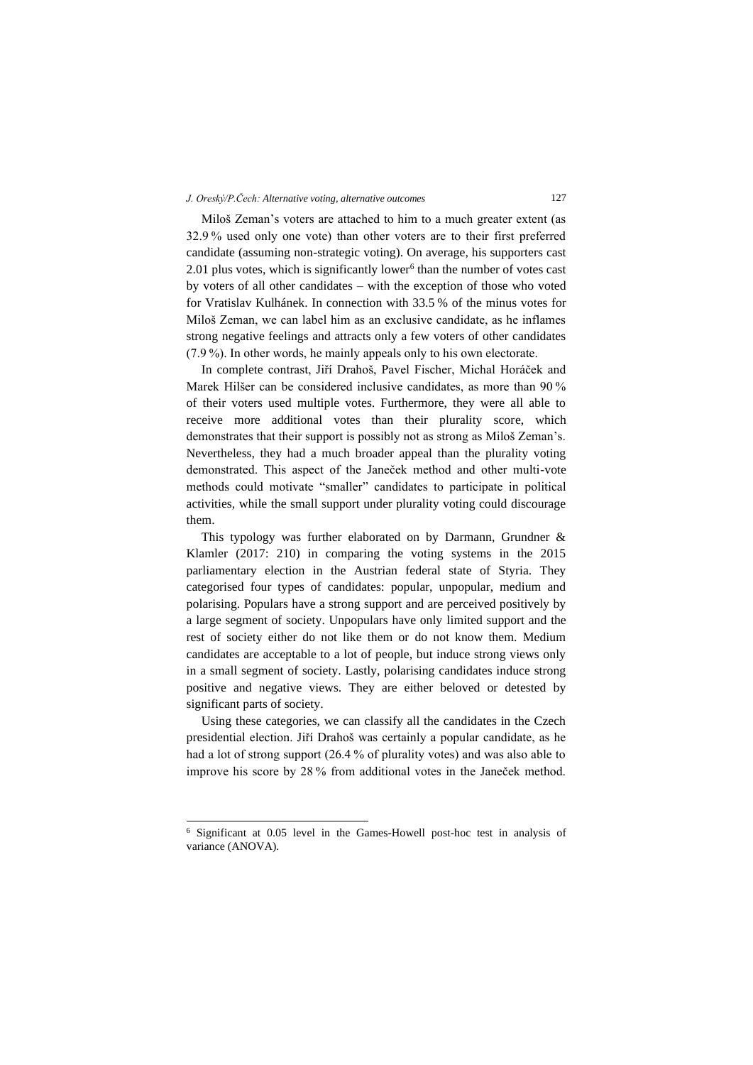Miloš Zeman's voters are attached to him to a much greater extent (as 32.9 % used only one vote) than other voters are to their first preferred candidate (assuming non-strategic voting). On average, his supporters cast 2.01 plus votes, which is significantly lower[6] than the number of votes cast by voters of all other candidates – with the exception of those who voted for Vratislav Kulhánek. In connection with 33.5 % of the minus votes for Miloš Zeman, we can label him as an exclusive candidate, as he inflames strong negative feelings and attracts only a few voters of other candidates (7.9 %). In other words, he mainly appeals only to his own electorate.

In complete contrast, Jiří Drahoš, Pavel Fischer, Michal Horáček and Marek Hilšer can be considered inclusive candidates, as more than 90 % of their voters used multiple votes. Furthermore, they were all able to receive more additional votes than their plurality score, which demonstrates that their support is possibly not as strong as Miloš Zeman's. Nevertheless, they had a much broader appeal than the plurality voting demonstrated. This aspect of the Janeček method and other multi-vote methods could motivate "smaller" candidates to participate in political activities, while the small support under plurality voting could discourage them.

This typology was further elaborated on by Darmann, Grundner & Klamler (2017: 210) in comparing the voting systems in the 2015 parliamentary election in the Austrian federal state of Styria. They categorised four types of candidates: popular, unpopular, medium and polarising. Populars have a strong support and are perceived positively by a large segment of society. Unpopulars have only limited support and the rest of society either do not like them or do not know them. Medium candidates are acceptable to a lot of people, but induce strong views only in a small segment of society. Lastly, polarising candidates induce strong positive and negative views. They are either beloved or detested by significant parts of society.

Using these categories, we can classify all the candidates in the Czech presidential election. Jiří Drahoš was certainly a popular candidate, as he had a lot of strong support (26.4 % of plurality votes) and was also able to improve his score by 28 % from additional votes in the Janeček method.

[6] Significant at 0.05 level in the Games-Howell post-hoc test in analysis of variance (ANOVA).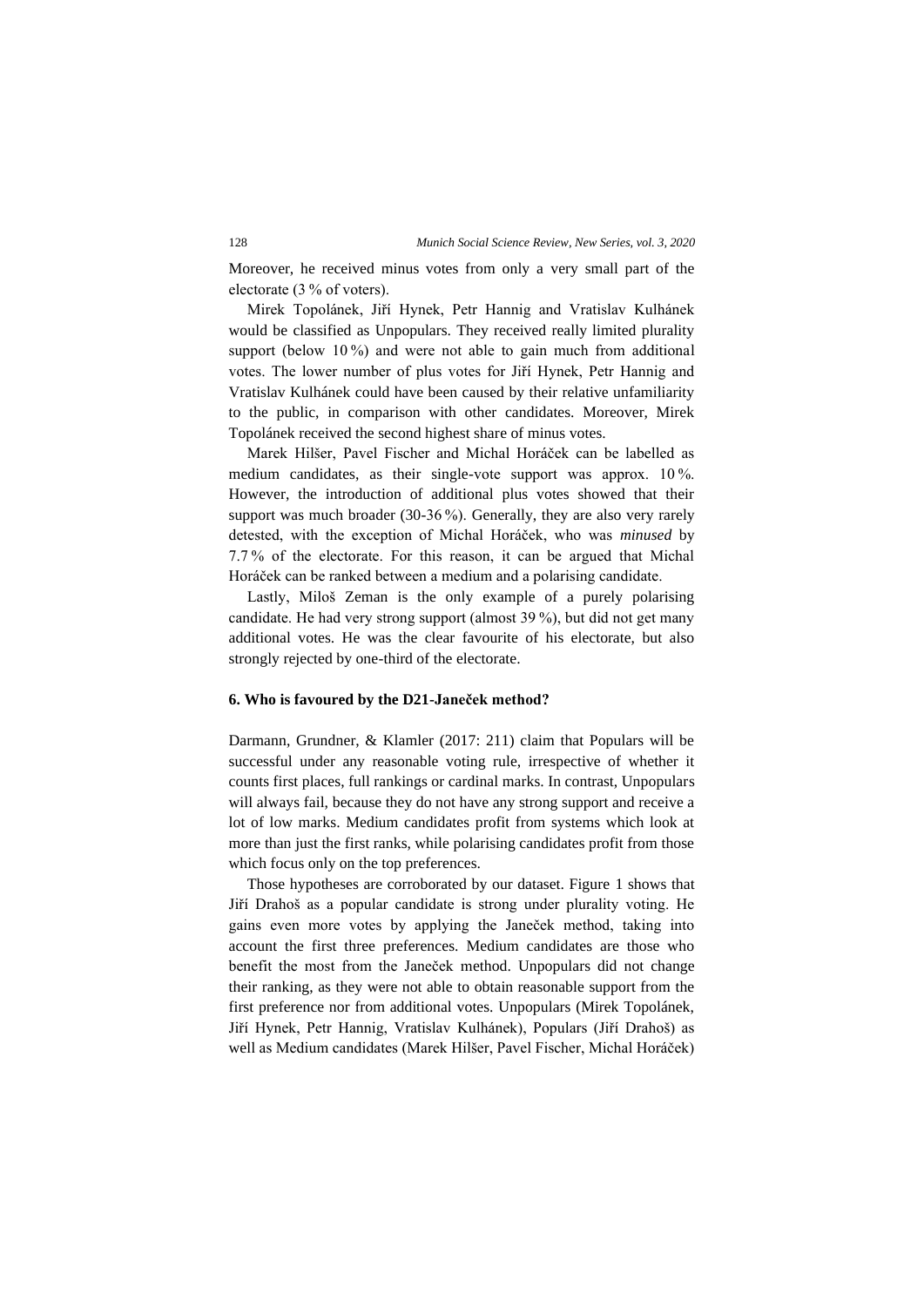Moreover, he received minus votes from only a very small part of the electorate (3 % of voters).

Mirek Topolánek, Jiří Hynek, Petr Hannig and Vratislav Kulhánek would be classified as Unpopulars. They received really limited plurality support (below 10 %) and were not able to gain much from additional votes. The lower number of plus votes for Jiří Hynek, Petr Hannig and Vratislav Kulhánek could have been caused by their relative unfamiliarity to the public, in comparison with other candidates. Moreover, Mirek Topolánek received the second highest share of minus votes.

Marek Hilšer, Pavel Fischer and Michal Horáček can be labelled as medium candidates, as their single-vote support was approx. 10 %. However, the introduction of additional plus votes showed that their support was much broader (30-36 %). Generally, they are also very rarely detested, with the exception of Michal Horáček, who was *minused* by 7.7 % of the electorate. For this reason, it can be argued that Michal Horáček can be ranked between a medium and a polarising candidate.

Lastly, Miloš Zeman is the only example of a purely polarising candidate. He had very strong support (almost 39 %), but did not get many additional votes. He was the clear favourite of his electorate, but also strongly rejected by one-third of the electorate.

## 6. Who is favoured by the D21-Janeček method?

Darmann, Grundner, & Klamler (2017: 211) claim that Populars will be successful under any reasonable voting rule, irrespective of whether it counts first places, full rankings or cardinal marks. In contrast, Unpopulars will always fail, because they do not have any strong support and receive a lot of low marks. Medium candidates profit from systems which look at more than just the first ranks, while polarising candidates profit from those which focus only on the top preferences.

Those hypotheses are corroborated by our dataset. Figure 1 shows that Jiří Drahoš as a popular candidate is strong under plurality voting. He gains even more votes by applying the Janeček method, taking into account the first three preferences. Medium candidates are those who benefit the most from the Janeček method. Unpopulars did not change their ranking, as they were not able to obtain reasonable support from the first preference nor from additional votes. Unpopulars (Mirek Topolánek, Jiří Hynek, Petr Hannig, Vratislav Kulhánek), Populars (Jiří Drahoš) as well as Medium candidates (Marek Hilšer, Pavel Fischer, Michal Horáček)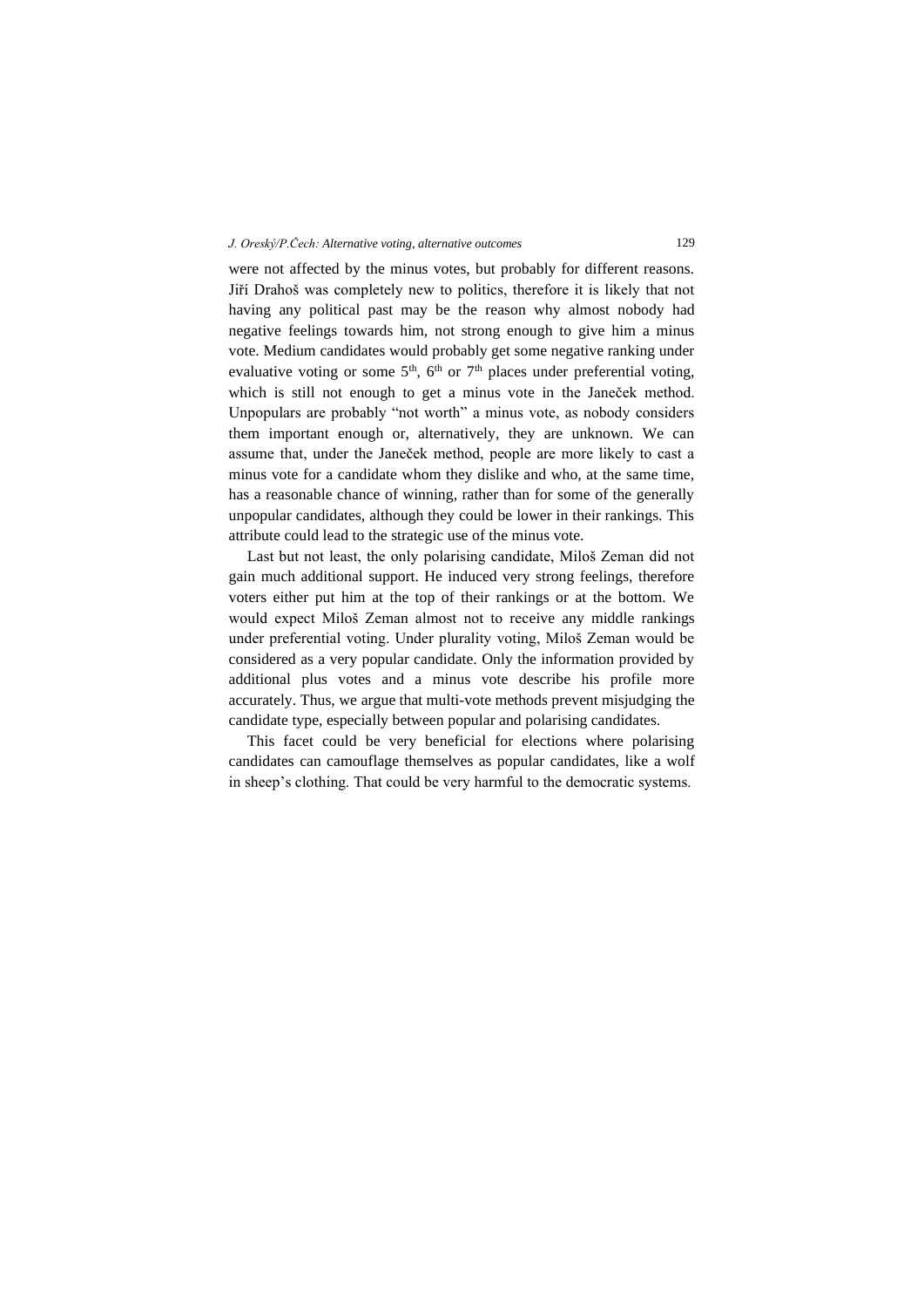were not affected by the minus votes, but probably for different reasons. Jiří Drahoš was completely new to politics, therefore it is likely that not having any political past may be the reason why almost nobody had negative feelings towards him, not strong enough to give him a minus vote. Medium candidates would probably get some negative ranking under evaluative voting or some 5th, 6th or 7th places under preferential voting, which is still not enough to get a minus vote in the Janeček method. Unpopulars are probably "not worth" a minus vote, as nobody considers them important enough or, alternatively, they are unknown. We can assume that, under the Janeček method, people are more likely to cast a minus vote for a candidate whom they dislike and who, at the same time, has a reasonable chance of winning, rather than for some of the generally unpopular candidates, although they could be lower in their rankings. This attribute could lead to the strategic use of the minus vote.

Last but not least, the only polarising candidate, Miloš Zeman did not gain much additional support. He induced very strong feelings, therefore voters either put him at the top of their rankings or at the bottom. We would expect Miloš Zeman almost not to receive any middle rankings under preferential voting. Under plurality voting, Miloš Zeman would be considered as a very popular candidate. Only the information provided by additional plus votes and a minus vote describe his profile more accurately. Thus, we argue that multi-vote methods prevent misjudging the candidate type, especially between popular and polarising candidates.

This facet could be very beneficial for elections where polarising candidates can camouflage themselves as popular candidates, like a wolf in sheep's clothing. That could be very harmful to the democratic systems.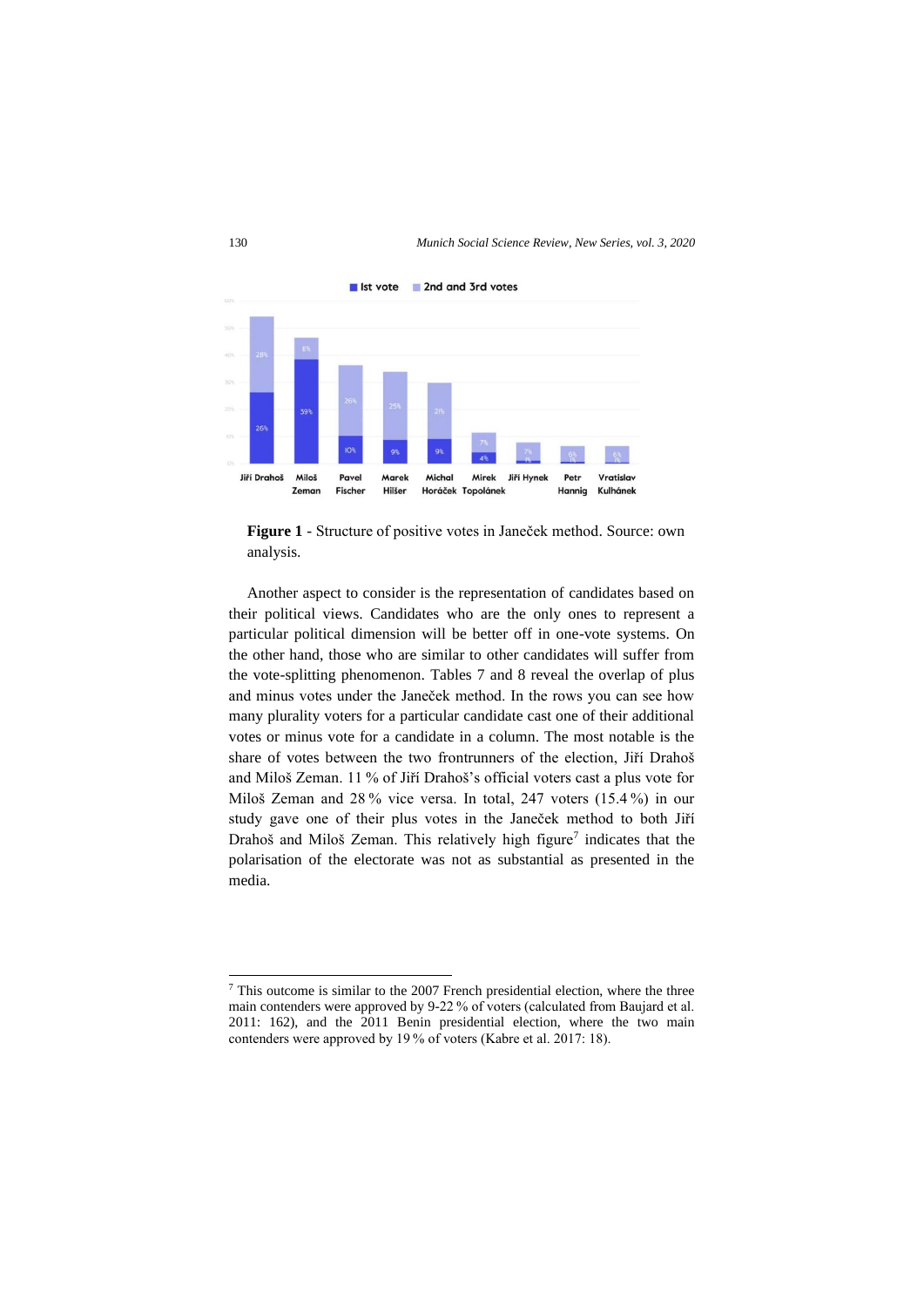**Figure 1** - Structure of positive votes in Janeček method. Source: own analysis.

Another aspect to consider is the representation of candidates based on their political views. Candidates who are the only ones to represent a particular political dimension will be better off in one-vote systems. On the other hand, those who are similar to other candidates will suffer from the vote-splitting phenomenon. Tables 7 and 8 reveal the overlap of plus and minus votes under the Janeček method. In the rows you can see how many plurality voters for a particular candidate cast one of their additional votes or minus vote for a candidate in a column. The most notable is the share of votes between the two frontrunners of the election, Jiří Drahoš and Miloš Zeman. 11 % of Jiří Drahoš's official voters cast a plus vote for Miloš Zeman and 28 % vice versa. In total, 247 voters (15.4 %) in our study gave one of their plus votes in the Janeček method to both Jiří Drahoš and Miloš Zeman. This relatively high figure[7] indicates that the polarisation of the electorate was not as substantial as presented in the media.

---

[7] This outcome is similar to the 2007 French presidential election, where the three main contenders were approved by 9-22 % of voters (calculated from Baujard et al. 2011: 162), and the 2011 Benin presidential election, where the two main contenders were approved by 19 % of voters (Kabre et al. 2017: 18).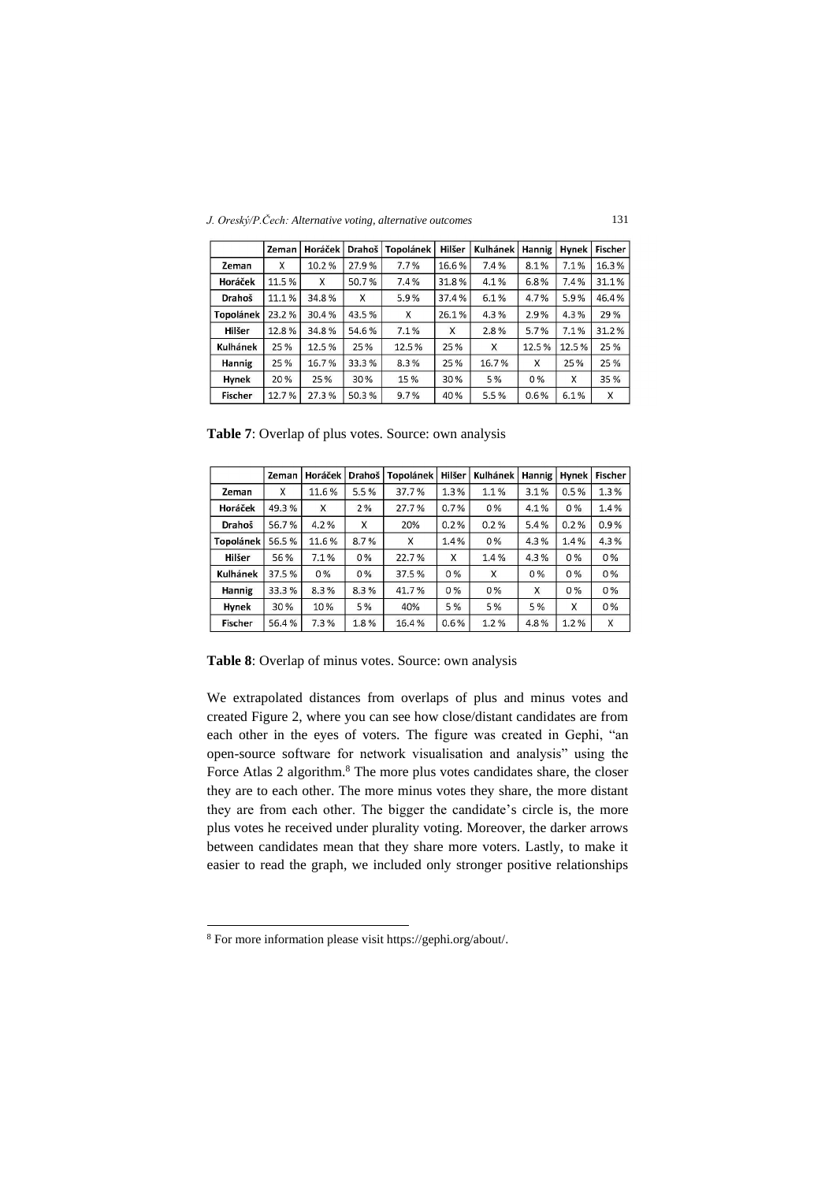| | Zeman | Horáček | Drahoš | Topolánek | Hilšer | Kulhánek | Hannig | Hynek | Fischer |
|---|---|---|---|---|---|---|---|---|---|
| **Zeman** | X | 10.2 % | 27.9 % | 7.7 % | 16.6 % | 7.4 % | 8.1 % | 7.1 % | 16.3 % |
| **Horáček** | 11.5 % | X | 50.7 % | 7.4 % | 31.8 % | 4.1 % | 6.8 % | 7.4 % | 31.1 % |
| **Drahoš** | 11.1 % | 34.8 % | X | 5.9 % | 37.4 % | 6.1 % | 4.7 % | 5.9 % | 46.4 % |
| **Topolánek** | 23.2 % | 30.4 % | 43.5 % | X | 26.1 % | 4.3 % | 2.9 % | 4.3 % | 29 % |
| **Hilšer** | 12.8 % | 34.8 % | 54.6 % | 7.1 % | X | 2.8 % | 5.7 % | 7.1 % | 31.2 % |
| **Kulhánek** | 25 % | 12.5 % | 25 % | 12.5 % | 25 % | X | 12.5 % | 12.5 % | 25 % |
| **Hannig** | 25 % | 16.7 % | 33.3 % | 8.3 % | 25 % | 16.7 % | X | 25 % | 25 % |
| **Hynek** | 20 % | 25 % | 30 % | 15 % | 30 % | 5 % | 0 % | X | 35 % |
| **Fischer** | 12.7 % | 27.3 % | 50.3 % | 9.7 % | 40 % | 5.5 % | 0.6 % | 6.1 % | X |

**Table 7**: Overlap of plus votes. Source: own analysis

| | Zeman | Horáček | Drahoš | Topolánek | Hilšer | Kulhánek | Hannig | Hynek | Fischer |
|---|---|---|---|---|---|---|---|---|---|
| **Zeman** | X | 11.6 % | 5.5 % | 37.7 % | 1.3 % | 1.1 % | 3.1 % | 0.5 % | 1.3 % |
| **Horáček** | 49.3 % | X | 2 % | 27.7 % | 0.7 % | 0 % | 4.1 % | 0 % | 1.4 % |
| **Drahoš** | 56.7 % | 4.2 % | X | 20% | 0.2 % | 0.2 % | 5.4 % | 0.2 % | 0.9 % |
| **Topolánek** | 56.5 % | 11.6 % | 8.7 % | X | 1.4 % | 0 % | 4.3 % | 1.4 % | 4.3 % |
| **Hilšer** | 56 % | 7.1 % | 0 % | 22.7 % | X | 1.4 % | 4.3 % | 0 % | 0 % |
| **Kulhánek** | 37.5 % | 0 % | 0 % | 37.5 % | 0 % | X | 0 % | 0 % | 0 % |
| **Hannig** | 33.3 % | 8.3 % | 8.3 % | 41.7 % | 0 % | 0 % | X | 0 % | 0 % |
| **Hynek** | 30 % | 10 % | 5 % | 40% | 5 % | 5 % | 5 % | X | 0 % |
| **Fischer** | 56.4 % | 7.3 % | 1.8 % | 16.4 % | 0.6 % | 1.2 % | 4.8 % | 1.2 % | X |

**Table 8**: Overlap of minus votes. Source: own analysis

We extrapolated distances from overlaps of plus and minus votes and created Figure 2, where you can see how close/distant candidates are from each other in the eyes of voters. The figure was created in Gephi, "an open-source software for network visualisation and analysis" using the Force Atlas 2 algorithm.[8] The more plus votes candidates share, the closer they are to each other. The more minus votes they share, the more distant they are from each other. The bigger the candidate's circle is, the more plus votes he received under plurality voting. Moreover, the darker arrows between candidates mean that they share more voters. Lastly, to make it easier to read the graph, we included only stronger positive relationships

[8] For more information please visit https://gephi.org/about/.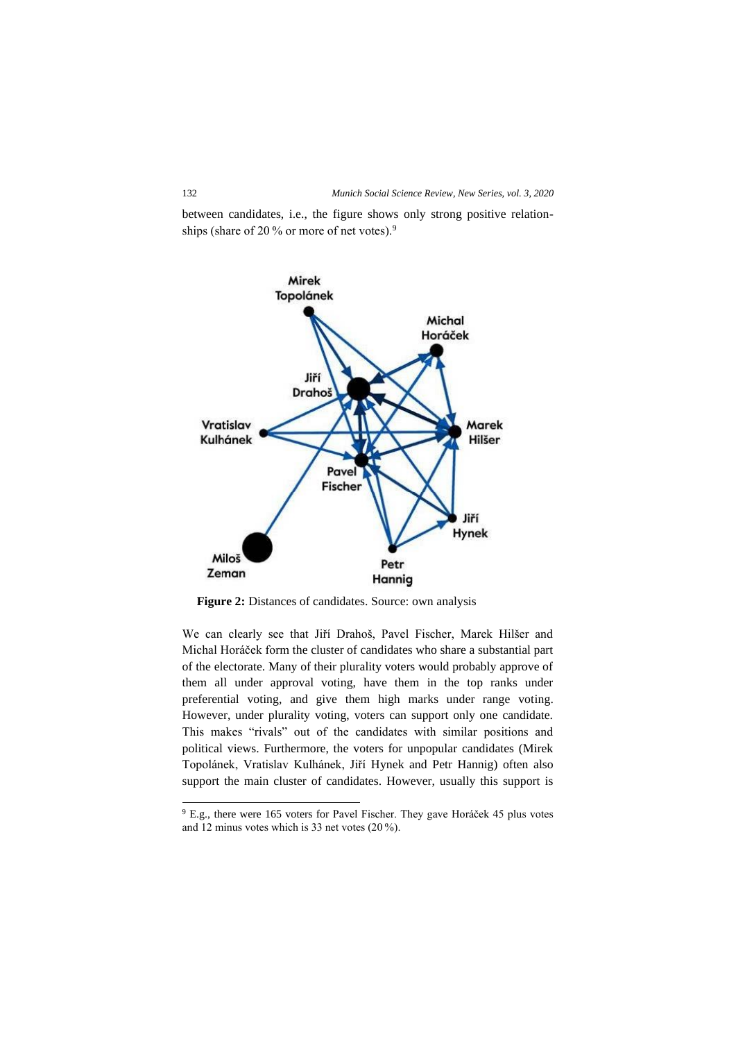between candidates, i.e., the figure shows only strong positive relationships (share of 20 % or more of net votes).[9]

**Figure 2:** Distances of candidates. Source: own analysis

We can clearly see that Jiří Drahoš, Pavel Fischer, Marek Hilšer and Michal Horáček form the cluster of candidates who share a substantial part of the electorate. Many of their plurality voters would probably approve of them all under approval voting, have them in the top ranks under preferential voting, and give them high marks under range voting. However, under plurality voting, voters can support only one candidate. This makes "rivals" out of the candidates with similar positions and political views. Furthermore, the voters for unpopular candidates (Mirek Topolánek, Vratislav Kulhánek, Jiří Hynek and Petr Hannig) often also support the main cluster of candidates. However, usually this support is

---

[9] E.g., there were 165 voters for Pavel Fischer. They gave Horáček 45 plus votes and 12 minus votes which is 33 net votes (20 %).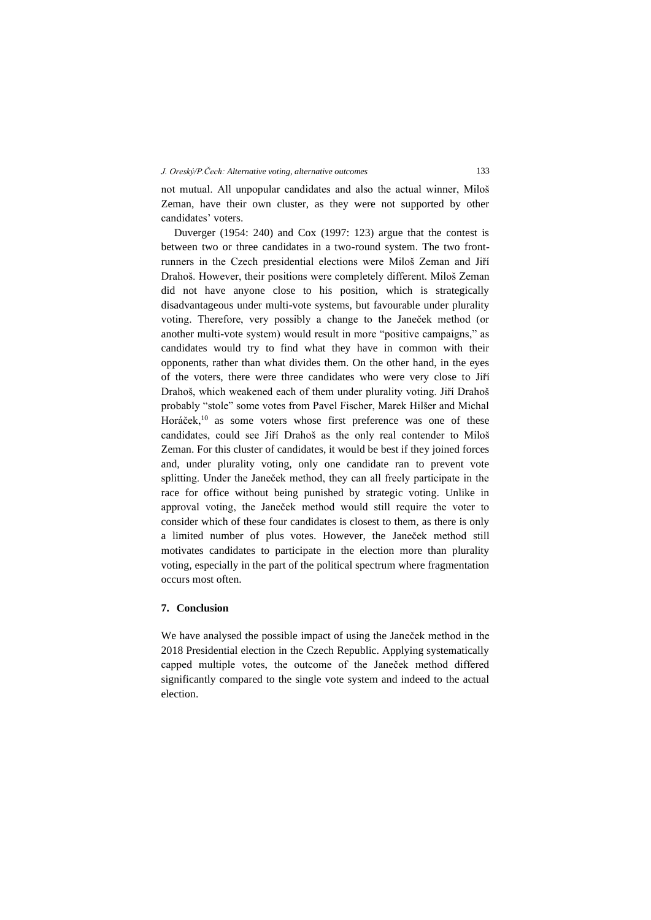not mutual. All unpopular candidates and also the actual winner, Miloš Zeman, have their own cluster, as they were not supported by other candidates' voters.

Duverger (1954: 240) and Cox (1997: 123) argue that the contest is between two or three candidates in a two-round system. The two front-runners in the Czech presidential elections were Miloš Zeman and Jiří Drahoš. However, their positions were completely different. Miloš Zeman did not have anyone close to his position, which is strategically disadvantageous under multi-vote systems, but favourable under plurality voting. Therefore, very possibly a change to the Janeček method (or another multi-vote system) would result in more "positive campaigns," as candidates would try to find what they have in common with their opponents, rather than what divides them. On the other hand, in the eyes of the voters, there were three candidates who were very close to Jiří Drahoš, which weakened each of them under plurality voting. Jiří Drahoš probably "stole" some votes from Pavel Fischer, Marek Hilšer and Michal Horáček,[10] as some voters whose first preference was one of these candidates, could see Jiří Drahoš as the only real contender to Miloš Zeman. For this cluster of candidates, it would be best if they joined forces and, under plurality voting, only one candidate ran to prevent vote splitting. Under the Janeček method, they can all freely participate in the race for office without being punished by strategic voting. Unlike in approval voting, the Janeček method would still require the voter to consider which of these four candidates is closest to them, as there is only a limited number of plus votes. However, the Janeček method still motivates candidates to participate in the election more than plurality voting, especially in the part of the political spectrum where fragmentation occurs most often.

## 7. Conclusion

We have analysed the possible impact of using the Janeček method in the 2018 Presidential election in the Czech Republic. Applying systematically capped multiple votes, the outcome of the Janeček method differed significantly compared to the single vote system and indeed to the actual election.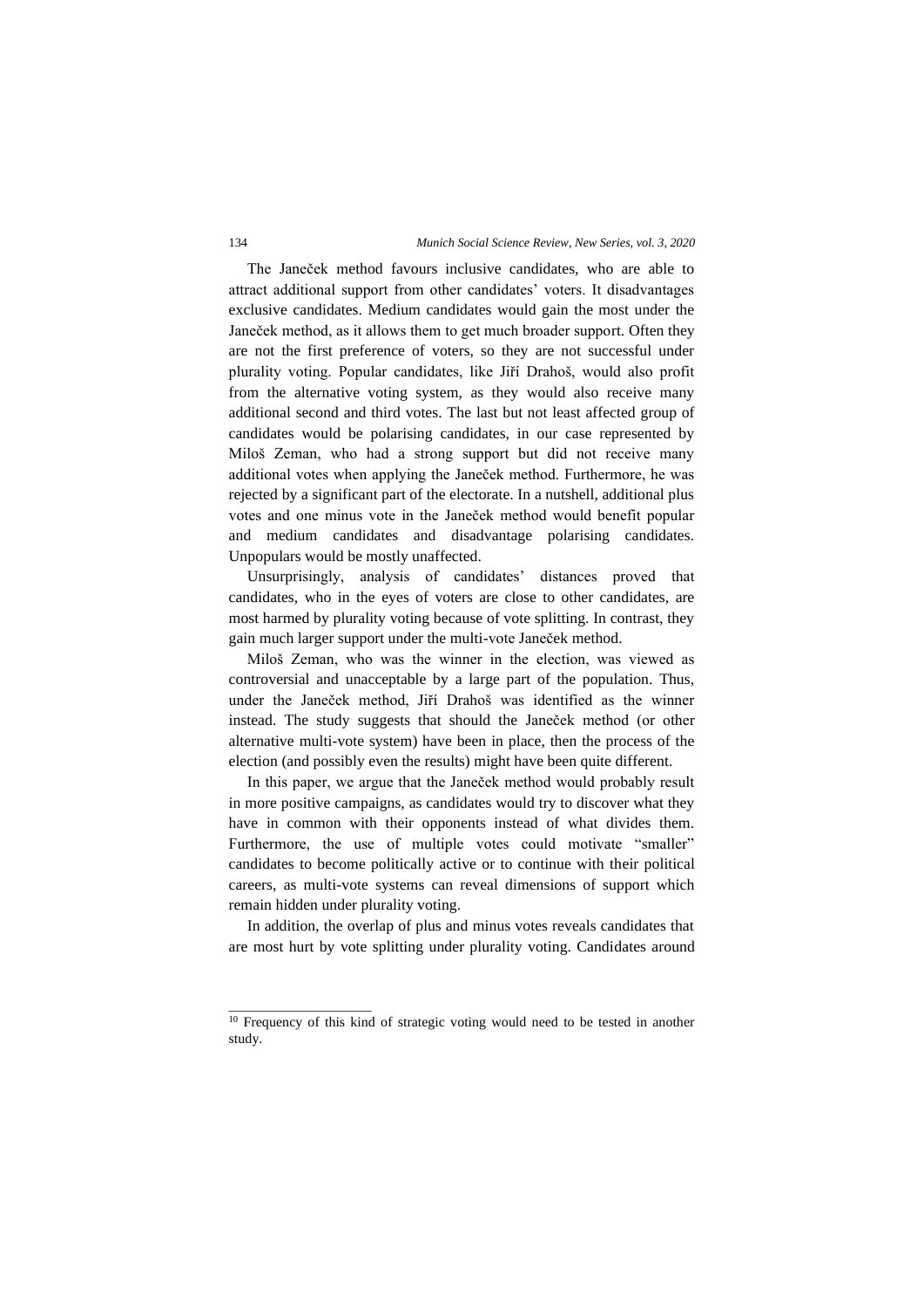The Janeček method favours inclusive candidates, who are able to attract additional support from other candidates' voters. It disadvantages exclusive candidates. Medium candidates would gain the most under the Janeček method, as it allows them to get much broader support. Often they are not the first preference of voters, so they are not successful under plurality voting. Popular candidates, like Jiří Drahoš, would also profit from the alternative voting system, as they would also receive many additional second and third votes. The last but not least affected group of candidates would be polarising candidates, in our case represented by Miloš Zeman, who had a strong support but did not receive many additional votes when applying the Janeček method. Furthermore, he was rejected by a significant part of the electorate. In a nutshell, additional plus votes and one minus vote in the Janeček method would benefit popular and medium candidates and disadvantage polarising candidates. Unpopulars would be mostly unaffected.

Unsurprisingly, analysis of candidates' distances proved that candidates, who in the eyes of voters are close to other candidates, are most harmed by plurality voting because of vote splitting. In contrast, they gain much larger support under the multi-vote Janeček method.

Miloš Zeman, who was the winner in the election, was viewed as controversial and unacceptable by a large part of the population. Thus, under the Janeček method, Jiří Drahoš was identified as the winner instead. The study suggests that should the Janeček method (or other alternative multi-vote system) have been in place, then the process of the election (and possibly even the results) might have been quite different.

In this paper, we argue that the Janeček method would probably result in more positive campaigns, as candidates would try to discover what they have in common with their opponents instead of what divides them. Furthermore, the use of multiple votes could motivate "smaller" candidates to become politically active or to continue with their political careers, as multi-vote systems can reveal dimensions of support which remain hidden under plurality voting.

In addition, the overlap of plus and minus votes reveals candidates that are most hurt by vote splitting under plurality voting. Candidates around

---

[10] Frequency of this kind of strategic voting would need to be tested in another study.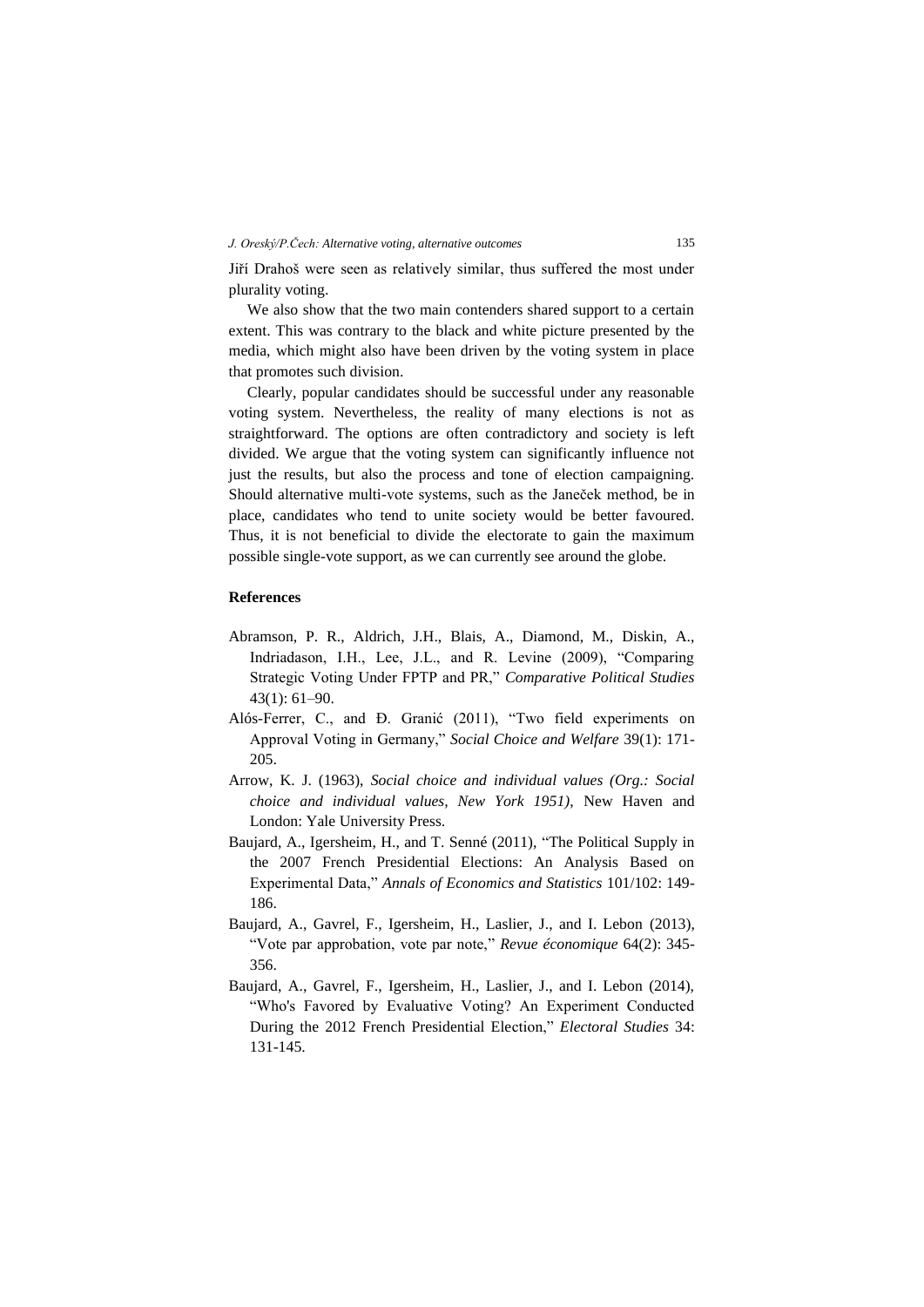Jiří Drahoš were seen as relatively similar, thus suffered the most under plurality voting.

We also show that the two main contenders shared support to a certain extent. This was contrary to the black and white picture presented by the media, which might also have been driven by the voting system in place that promotes such division.

Clearly, popular candidates should be successful under any reasonable voting system. Nevertheless, the reality of many elections is not as straightforward. The options are often contradictory and society is left divided. We argue that the voting system can significantly influence not just the results, but also the process and tone of election campaigning. Should alternative multi-vote systems, such as the Janeček method, be in place, candidates who tend to unite society would be better favoured. Thus, it is not beneficial to divide the electorate to gain the maximum possible single-vote support, as we can currently see around the globe.

## References

Abramson, P. R., Aldrich, J.H., Blais, A., Diamond, M., Diskin, A., Indriadason, I.H., Lee, J.L., and R. Levine (2009), "Comparing Strategic Voting Under FPTP and PR," *Comparative Political Studies* 43(1): 61–90.

Alós-Ferrer, C., and Đ. Granić (2011), "Two field experiments on Approval Voting in Germany," *Social Choice and Welfare* 39(1): 171-205.

Arrow, K. J. (1963), *Social choice and individual values (Org.: Social choice and individual values, New York 1951)*, New Haven and London: Yale University Press.

Baujard, A., Igersheim, H., and T. Senné (2011), "The Political Supply in the 2007 French Presidential Elections: An Analysis Based on Experimental Data," *Annals of Economics and Statistics* 101/102: 149-186.

Baujard, A., Gavrel, F., Igersheim, H., Laslier, J., and I. Lebon (2013), "Vote par approbation, vote par note," *Revue économique* 64(2): 345-356.

Baujard, A., Gavrel, F., Igersheim, H., Laslier, J., and I. Lebon (2014), "Who's Favored by Evaluative Voting? An Experiment Conducted During the 2012 French Presidential Election," *Electoral Studies* 34: 131-145.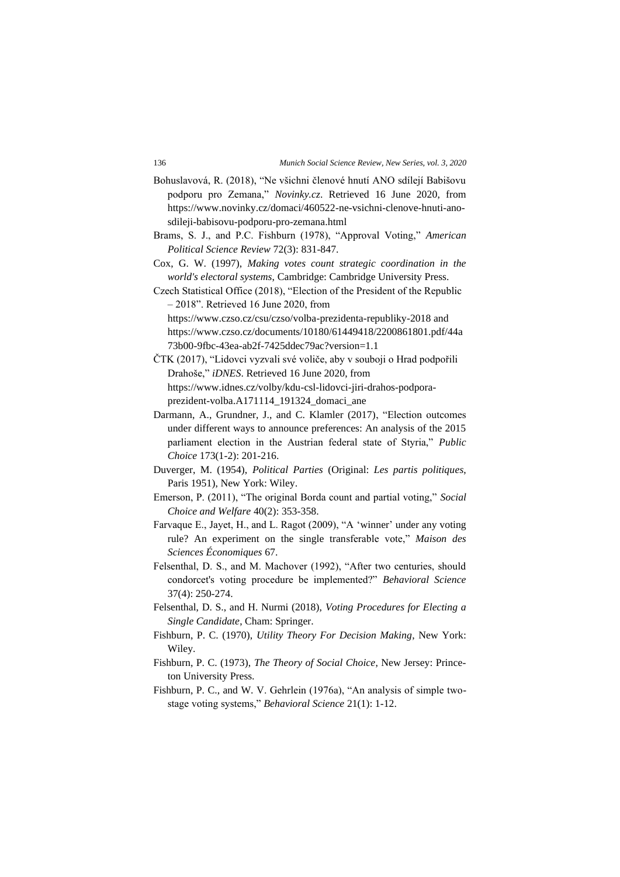Bohuslavová, R. (2018), "Ne všichni členové hnutí ANO sdílejí Babišovu podporu pro Zemana," *Novinky.cz*. Retrieved 16 June 2020, from https://www.novinky.cz/domaci/460522-ne-vsichni-clenove-hnuti-ano-sdileji-babisovu-podporu-pro-zemana.html

Brams, S. J., and P.C. Fishburn (1978), "Approval Voting," *American Political Science Review* 72(3): 831-847.

Cox, G. W. (1997), *Making votes count strategic coordination in the world's electoral systems*, Cambridge: Cambridge University Press.

Czech Statistical Office (2018), "Election of the President of the Republic – 2018". Retrieved 16 June 2020, from https://www.czso.cz/csu/czso/volba-prezidenta-republiky-2018 and https://www.czso.cz/documents/10180/61449418/2200861801.pdf/44a73b00-9fbc-43ea-ab2f-7425ddec79ac?version=1.1

ČTK (2017), "Lidovci vyzvali své voliče, aby v souboji o Hrad podpořili Drahoše," *iDNES*. Retrieved 16 June 2020, from https://www.idnes.cz/volby/kdu-csl-lidovci-jiri-drahos-podpora-prezident-volba.A171114_191324_domaci_ane

Darmann, A., Grundner, J., and C. Klamler (2017), "Election outcomes under different ways to announce preferences: An analysis of the 2015 parliament election in the Austrian federal state of Styria," *Public Choice* 173(1-2): 201-216.

Duverger, M. (1954), *Political Parties* (Original: *Les partis politiques*, Paris 1951), New York: Wiley.

Emerson, P. (2011), "The original Borda count and partial voting," *Social Choice and Welfare* 40(2): 353-358.

Farvaque E., Jayet, H., and L. Ragot (2009), "A 'winner' under any voting rule? An experiment on the single transferable vote," *Maison des Sciences Économiques* 67.

Felsenthal, D. S., and M. Machover (1992), "After two centuries, should condorcet's voting procedure be implemented?" *Behavioral Science* 37(4): 250-274.

Felsenthal, D. S., and H. Nurmi (2018), *Voting Procedures for Electing a Single Candidate*, Cham: Springer.

Fishburn, P. C. (1970), *Utility Theory For Decision Making*, New York: Wiley.

Fishburn, P. C. (1973), *The Theory of Social Choice*, New Jersey: Princeton University Press.

Fishburn, P. C., and W. V. Gehrlein (1976a), "An analysis of simple two-stage voting systems," *Behavioral Science* 21(1): 1-12.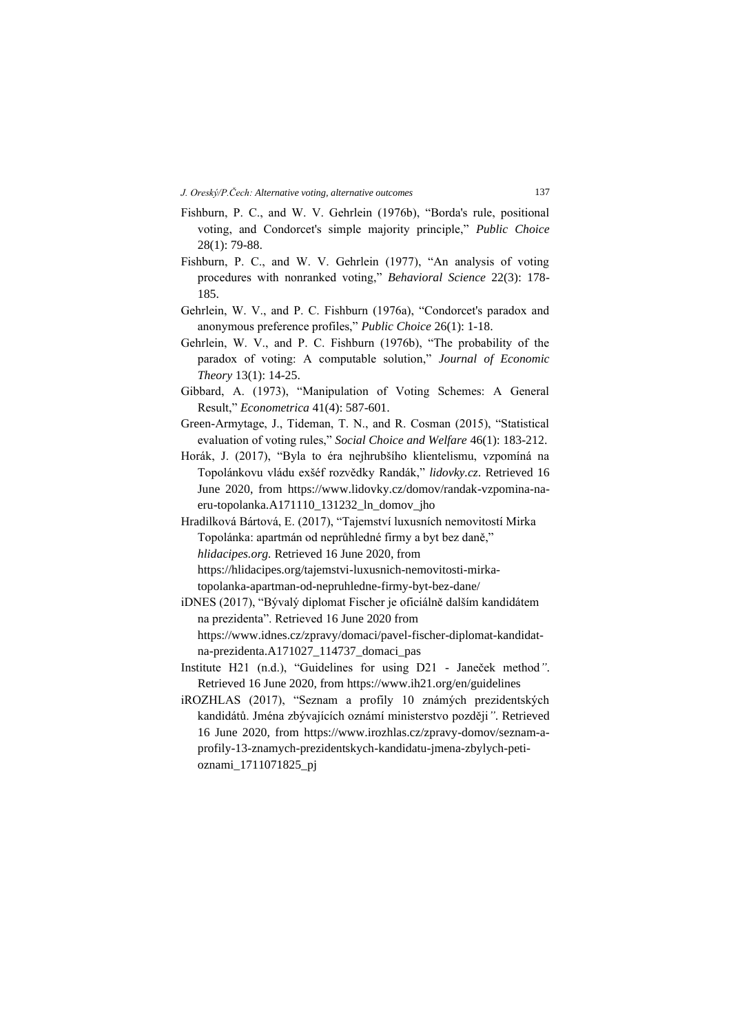Fishburn, P. C., and W. V. Gehrlein (1976b), "Borda's rule, positional voting, and Condorcet's simple majority principle," *Public Choice* 28(1): 79-88.

Fishburn, P. C., and W. V. Gehrlein (1977), "An analysis of voting procedures with nonranked voting," *Behavioral Science* 22(3): 178-185.

Gehrlein, W. V., and P. C. Fishburn (1976a), "Condorcet's paradox and anonymous preference profiles," *Public Choice* 26(1): 1-18.

Gehrlein, W. V., and P. C. Fishburn (1976b), "The probability of the paradox of voting: A computable solution," *Journal of Economic Theory* 13(1): 14-25.

Gibbard, A. (1973), "Manipulation of Voting Schemes: A General Result," *Econometrica* 41(4): 587-601.

Green-Armytage, J., Tideman, T. N., and R. Cosman (2015), "Statistical evaluation of voting rules," *Social Choice and Welfare* 46(1): 183-212.

Horák, J. (2017), "Byla to éra nejhrubšího klientelismu, vzpomíná na Topolánkovu vládu exšéf rozvědky Randák," *lidovky.cz*. Retrieved 16 June 2020, from https://www.lidovky.cz/domov/randak-vzpomina-na-eru-topolanka.A171110_131232_ln_domov_jho

Hradilková Bártová, E. (2017), "Tajemství luxusních nemovitostí Mirka Topolánka: apartmán od neprůhledné firmy a byt bez daně," *hlidacipes.org*. Retrieved 16 June 2020, from https://hlidacipes.org/tajemstvi-luxusnich-nemovitosti-mirka-topolanka-apartman-od-nepruhledne-firmy-byt-bez-dane/

iDNES (2017), "Bývalý diplomat Fischer je oficiálně dalším kandidátem na prezidenta". Retrieved 16 June 2020 from https://www.idnes.cz/zpravy/domaci/pavel-fischer-diplomat-kandidat-na-prezidenta.A171027_114737_domaci_pas

Institute H21 (n.d.), "Guidelines for using D21 - Janeček method". Retrieved 16 June 2020, from https://www.ih21.org/en/guidelines

iROZHLAS (2017), "Seznam a profily 10 známých prezidentských kandidátů. Jména zbývajících oznámí ministerstvo později". Retrieved 16 June 2020, from https://www.irozhlas.cz/zpravy-domov/seznam-a-profily-13-znamych-prezidentskych-kandidatu-jmena-zbylych-peti-oznami_1711071825_pj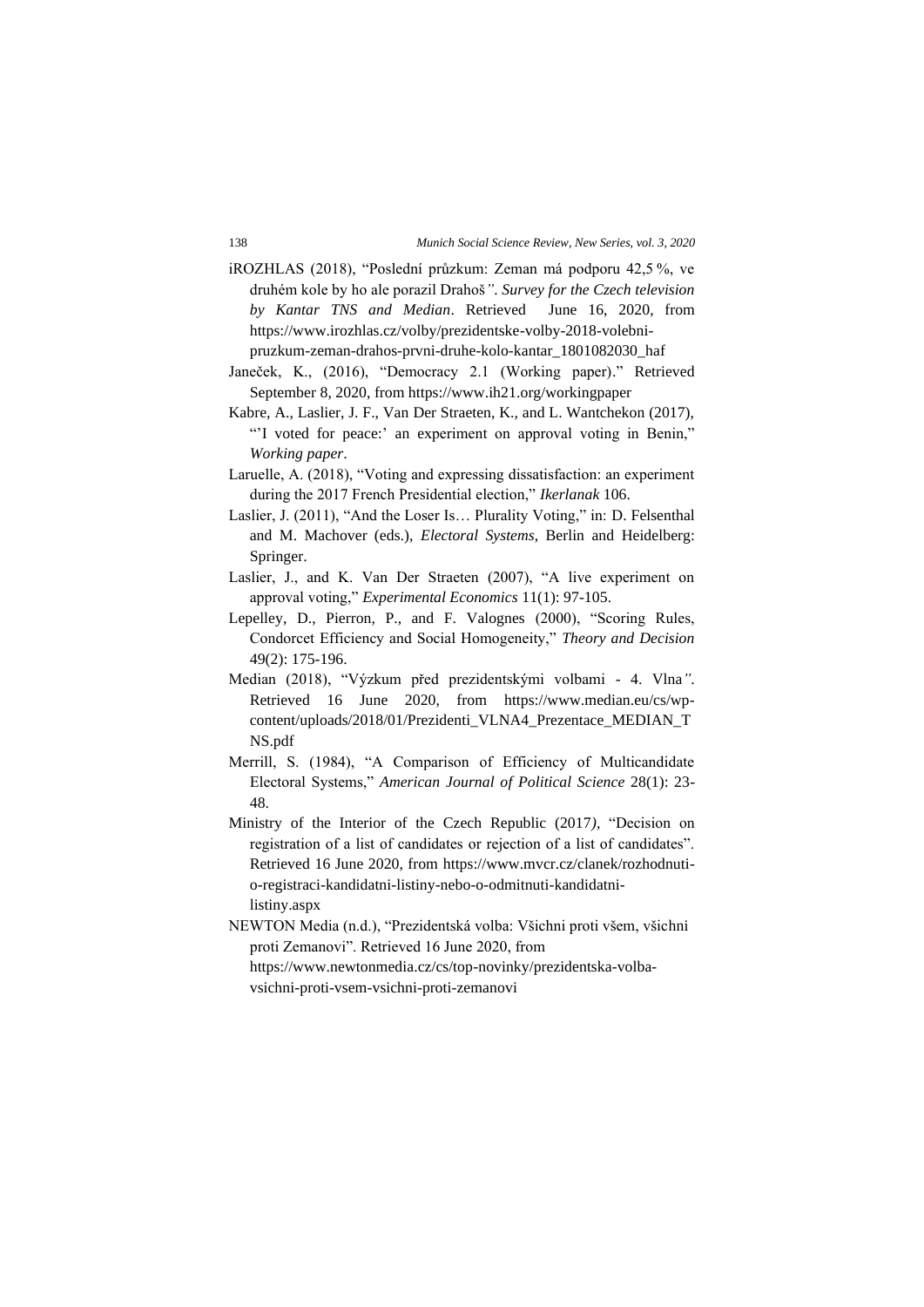iROZHLAS (2018), "Poslední průzkum: Zeman má podporu 42,5 %, ve druhém kole by ho ale porazil Drahoš". *Survey for the Czech television by Kantar TNS and Median*. Retrieved June 16, 2020, from https://www.irozhlas.cz/volby/prezidentske-volby-2018-volebni-pruzkum-zeman-drahos-prvni-druhe-kolo-kantar_1801082030_haf

Janeček, K., (2016), "Democracy 2.1 (Working paper)." Retrieved September 8, 2020, from https://www.ih21.org/workingpaper

Kabre, A., Laslier, J. F., Van Der Straeten, K., and L. Wantchekon (2017), "'I voted for peace:' an experiment on approval voting in Benin," *Working paper*.

Laruelle, A. (2018), "Voting and expressing dissatisfaction: an experiment during the 2017 French Presidential election," *Ikerlanak* 106.

Laslier, J. (2011), "And the Loser Is… Plurality Voting," in: D. Felsenthal and M. Machover (eds.), *Electoral Systems*, Berlin and Heidelberg: Springer.

Laslier, J., and K. Van Der Straeten (2007), "A live experiment on approval voting," *Experimental Economics* 11(1): 97-105.

Lepelley, D., Pierron, P., and F. Valognes (2000), "Scoring Rules, Condorcet Efficiency and Social Homogeneity," *Theory and Decision* 49(2): 175-196.

Median (2018), "Výzkum před prezidentskými volbami - 4. Vlna". Retrieved 16 June 2020, from https://www.median.eu/cs/wp-content/uploads/2018/01/Prezidenti_VLNA4_Prezentace_MEDIAN_TNS.pdf

Merrill, S. (1984), "A Comparison of Efficiency of Multicandidate Electoral Systems," *American Journal of Political Science* 28(1): 23-48.

Ministry of the Interior of the Czech Republic (2017), "Decision on registration of a list of candidates or rejection of a list of candidates". Retrieved 16 June 2020, from https://www.mvcr.cz/clanek/rozhodnuti-o-registraci-kandidatni-listiny-nebo-o-odmitnuti-kandidatni-listiny.aspx

NEWTON Media (n.d.), "Prezidentská volba: Všichni proti všem, všichni proti Zemanovi". Retrieved 16 June 2020, from https://www.newtonmedia.cz/cs/top-novinky/prezidentska-volba-vsichni-proti-vsem-vsichni-proti-zemanovi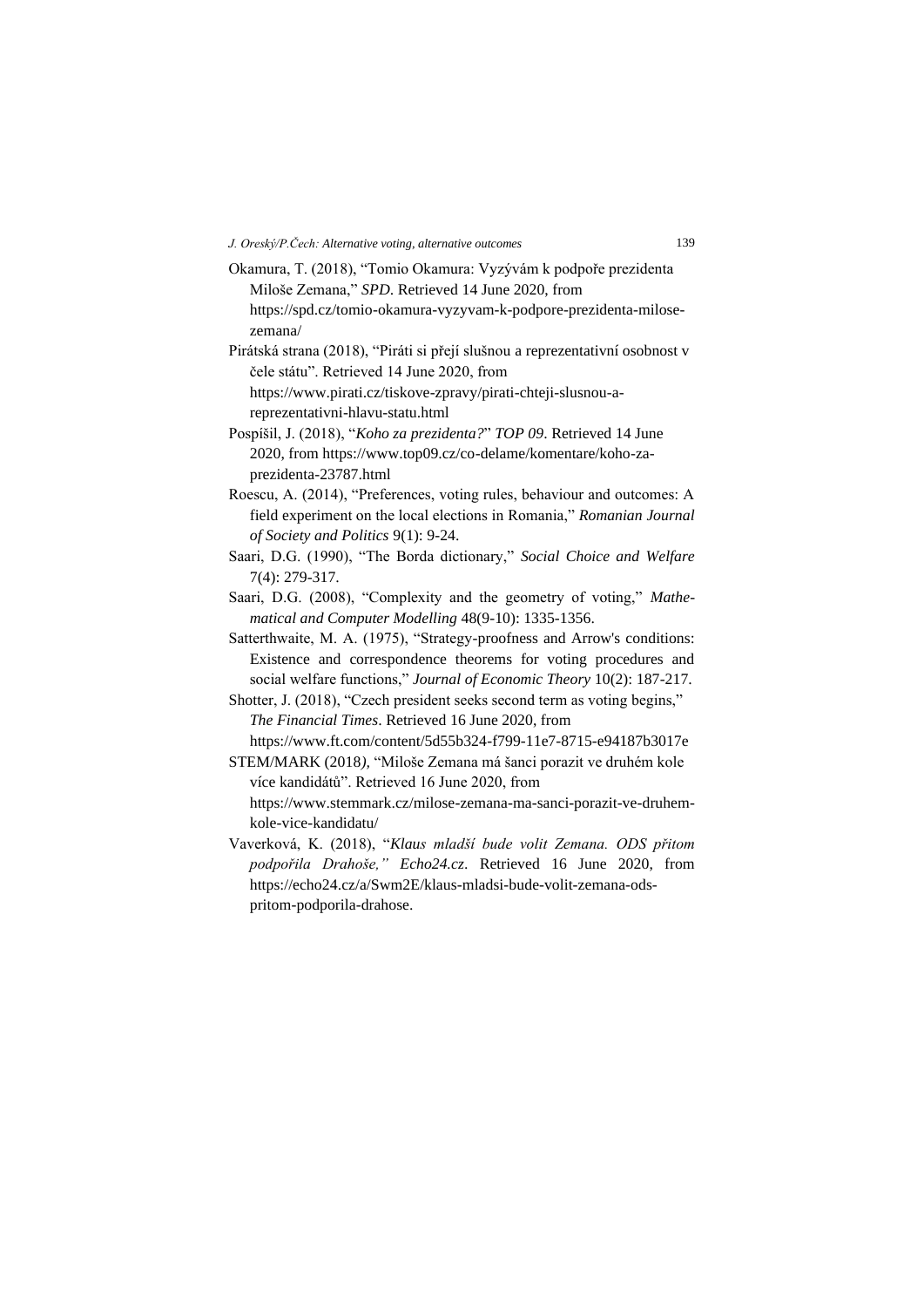Okamura, T. (2018), "Tomio Okamura: Vyzývám k podpoře prezidenta Miloše Zemana," *SPD*. Retrieved 14 June 2020, from https://spd.cz/tomio-okamura-vyzyvam-k-podpore-prezidenta-milose-zemana/

Pirátská strana (2018), "Piráti si přejí slušnou a reprezentativní osobnost v čele státu". Retrieved 14 June 2020, from https://www.pirati.cz/tiskove-zpravy/pirati-chteji-slusnou-a-reprezentativni-hlavu-statu.html

Pospíšil, J. (2018), "*Koho za prezidenta?*" *TOP 09*. Retrieved 14 June 2020, from https://www.top09.cz/co-delame/komentare/koho-za-prezidenta-23787.html

Roescu, A. (2014), "Preferences, voting rules, behaviour and outcomes: A field experiment on the local elections in Romania," *Romanian Journal of Society and Politics* 9(1): 9-24.

Saari, D.G. (1990), "The Borda dictionary," *Social Choice and Welfare* 7(4): 279-317.

Saari, D.G. (2008), "Complexity and the geometry of voting," *Mathematical and Computer Modelling* 48(9-10): 1335-1356.

Satterthwaite, M. A. (1975), "Strategy-proofness and Arrow's conditions: Existence and correspondence theorems for voting procedures and social welfare functions," *Journal of Economic Theory* 10(2): 187-217.

Shotter, J. (2018), "Czech president seeks second term as voting begins," *The Financial Times*. Retrieved 16 June 2020, from https://www.ft.com/content/5d55b324-f799-11e7-8715-e94187b3017e

STEM/MARK (2018), "Miloše Zemana má šanci porazit ve druhém kole více kandidátů". Retrieved 16 June 2020, from https://www.stemmark.cz/milose-zemana-ma-sanci-porazit-ve-druhem-kole-vice-kandidatu/

Vaverková, K. (2018), "*Klaus mladší bude volit Zemana. ODS přitom podpořila Drahoše," Echo24.cz*. Retrieved 16 June 2020, from https://echo24.cz/a/Swm2E/klaus-mladsi-bude-volit-zemana-ods-pritom-podporila-drahose.